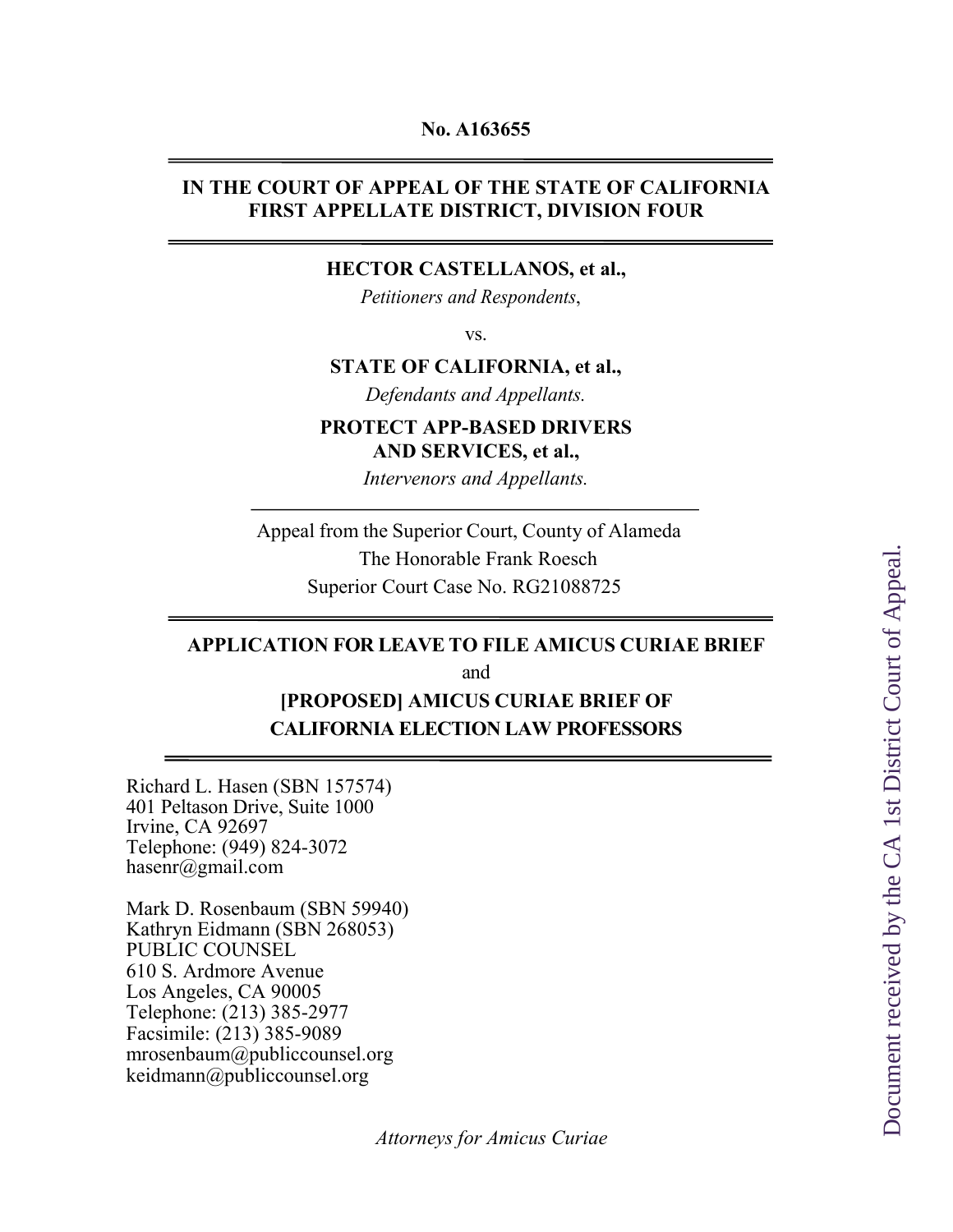**No. A163655**

---

**IN THE COURT OF APPEAL OF THE STATE OF CALIFORNIA**
**FIRST APPELLATE DISTRICT, DIVISION FOUR**

---

**HECTOR CASTELLANOS, et al.,**

*Petitioners and Respondents*,

vs.

**STATE OF CALIFORNIA, et al.,**

*Defendants and Appellants.*

**PROTECT APP-BASED DRIVERS AND SERVICES, et al.,**

*Intervenors and Appellants.*

---

Appeal from the Superior Court, County of Alameda
The Honorable Frank Roesch
Superior Court Case No. RG21088725

---

**APPLICATION FOR LEAVE TO FILE AMICUS CURIAE BRIEF**

and

**[PROPOSED] AMICUS CURIAE BRIEF OF CALIFORNIA ELECTION LAW PROFESSORS**

---

Richard L. Hasen (SBN 157574)
401 Peltason Drive, Suite 1000
Irvine, CA 92697
Telephone: (949) 824-3072
hasenr@gmail.com

Mark D. Rosenbaum (SBN 59940)
Kathryn Eidmann (SBN 268053)
PUBLIC COUNSEL
610 S. Ardmore Avenue
Los Angeles, CA 90005
Telephone: (213) 385-2977
Facsimile: (213) 385-9089
mrosenbaum@publiccounsel.org
keidmann@publiccounsel.org

*Attorneys for Amicus Curiae*

Document received by the CA 1st District Court of Appeal.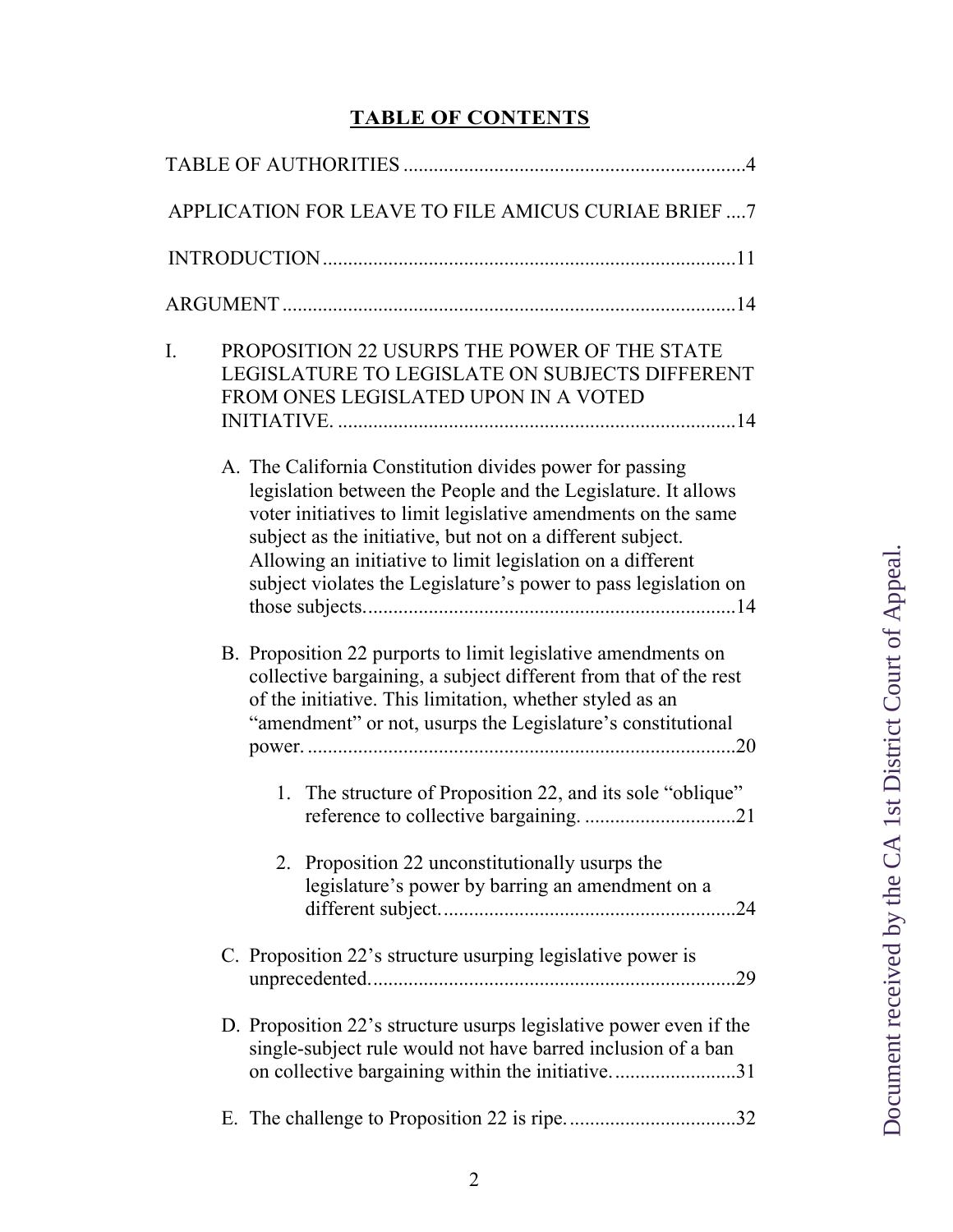# TABLE OF CONTENTS

TABLE OF AUTHORITIES ....................................................................4

APPLICATION FOR LEAVE TO FILE AMICUS CURIAE BRIEF ....7

INTRODUCTION...................................................................................11

ARGUMENT ..........................................................................................14

I. PROPOSITION 22 USURPS THE POWER OF THE STATE LEGISLATURE TO LEGISLATE ON SUBJECTS DIFFERENT FROM ONES LEGISLATED UPON IN A VOTED INITIATIVE. ...............................................................................14

   A. The California Constitution divides power for passing legislation between the People and the Legislature. It allows voter initiatives to limit legislative amendments on the same subject as the initiative, but not on a different subject. Allowing an initiative to limit legislation on a different subject violates the Legislature's power to pass legislation on those subjects.........................................................................14

   B. Proposition 22 purports to limit legislative amendments on collective bargaining, a subject different from that of the rest of the initiative. This limitation, whether styled as an "amendment" or not, usurps the Legislature's constitutional power. ....................................................................................20

      1. The structure of Proposition 22, and its sole "oblique" reference to collective bargaining. .............................21

      2. Proposition 22 unconstitutionally usurps the legislature's power by barring an amendment on a different subject..........................................................24

   C. Proposition 22's structure usurping legislative power is unprecedented........................................................................29

   D. Proposition 22's structure usurps legislative power even if the single-subject rule would not have barred inclusion of a ban on collective bargaining within the initiative.........................31

   E. The challenge to Proposition 22 is ripe.................................32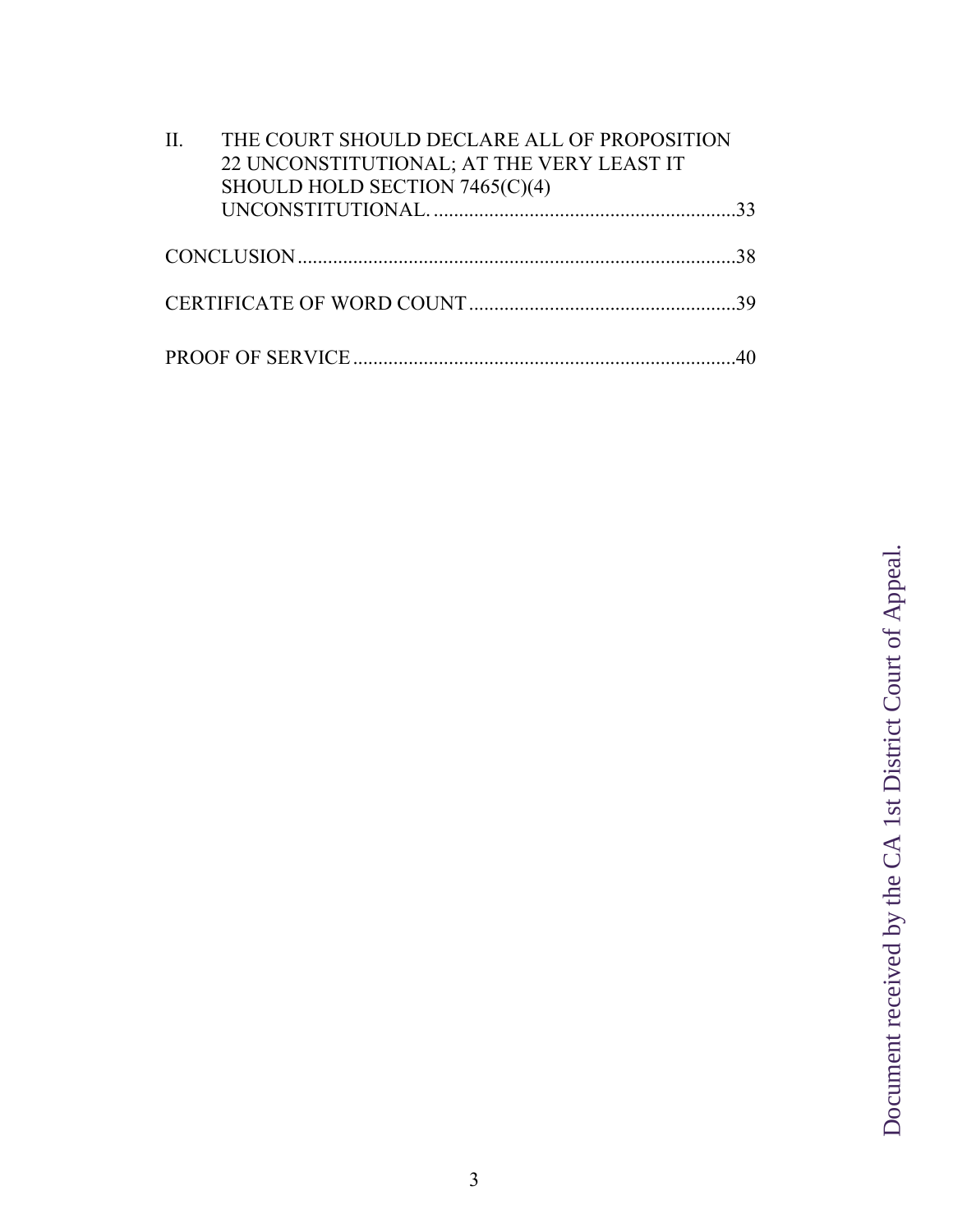II. THE COURT SHOULD DECLARE ALL OF PROPOSITION 22 UNCONSTITUTIONAL; AT THE VERY LEAST IT SHOULD HOLD SECTION 7465(C)(4) UNCONSTITUTIONAL. ............................................................33

CONCLUSION .......................................................................................38

CERTIFICATE OF WORD COUNT .....................................................39

PROOF OF SERVICE ............................................................................40

Document received by the CA 1st District Court of Appeal.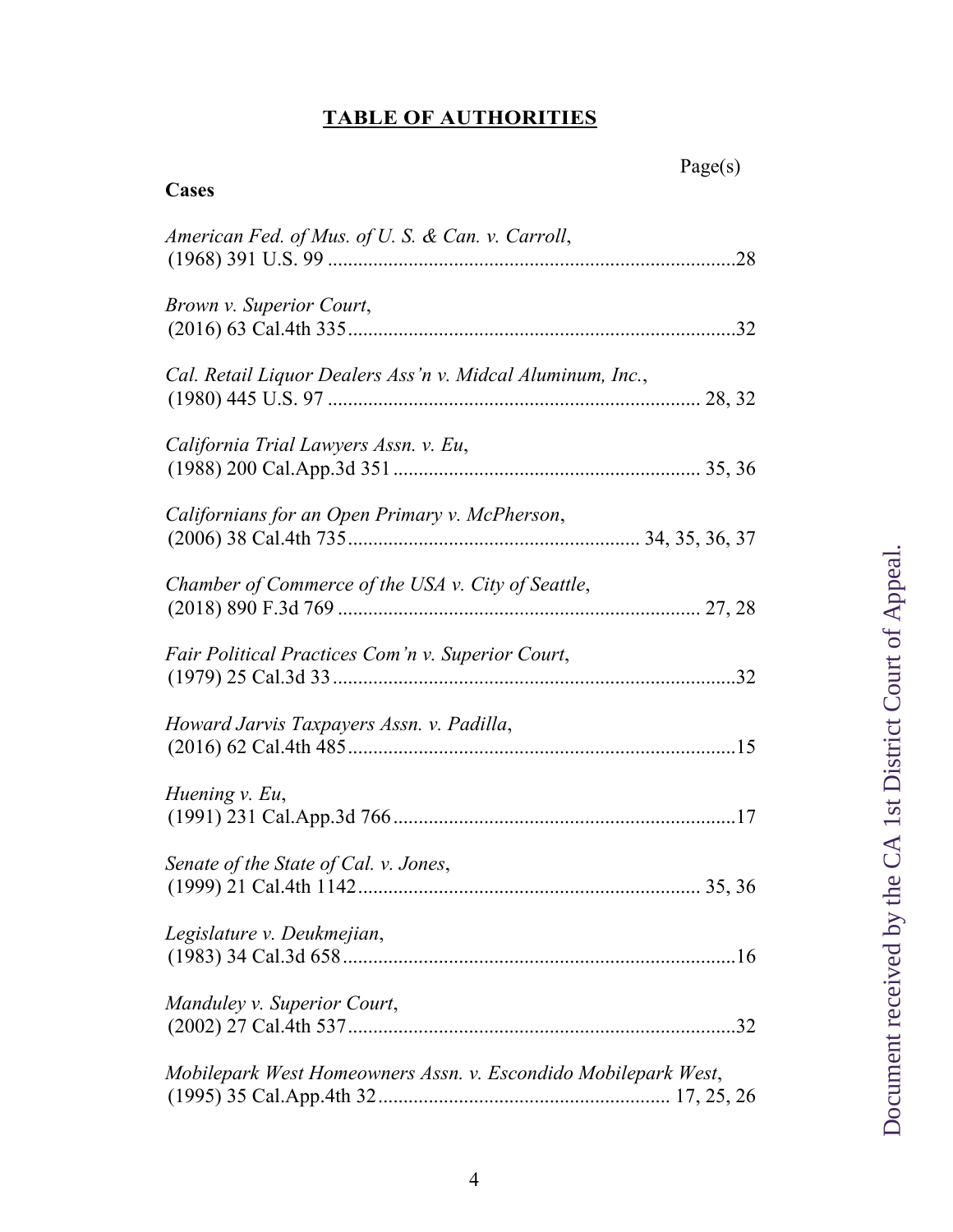# TABLE OF AUTHORITIES

Page(s)

**Cases**

*American Fed. of Mus. of U. S. & Can. v. Carroll*,
(1968) 391 U.S. 99 ........................................................................28

*Brown v. Superior Court*,
(2016) 63 Cal.4th 335....................................................................32

*Cal. Retail Liquor Dealers Ass'n v. Midcal Aluminum, Inc.*,
(1980) 445 U.S. 97 ................................................................ 28, 32

*California Trial Lawyers Assn. v. Eu*,
(1988) 200 Cal.App.3d 351 ........................................................ 35, 36

*Californians for an Open Primary v. McPherson*,
(2006) 38 Cal.4th 735...................................................... 34, 35, 36, 37

*Chamber of Commerce of the USA v. City of Seattle*,
(2018) 890 F.3d 769 .............................................................. 27, 28

*Fair Political Practices Com'n v. Superior Court*,
(1979) 25 Cal.3d 33 .......................................................................32

*Howard Jarvis Taxpayers Assn. v. Padilla*,
(2016) 62 Cal.4th 485....................................................................15

*Huening v. Eu*,
(1991) 231 Cal.App.3d 766 ............................................................17

*Senate of the State of Cal. v. Jones*,
(1999) 21 Cal.4th 1142 .......................................................... 35, 36

*Legislature v. Deukmejian*,
(1983) 34 Cal.3d 658 .....................................................................16

*Manduley v. Superior Court*,
(2002) 27 Cal.4th 537....................................................................32

*Mobilepark West Homeowners Assn. v. Escondido Mobilepark West*,
(1995) 35 Cal.App.4th 32 ................................................... 17, 25, 26

Document received by the CA 1st District Court of Appeal.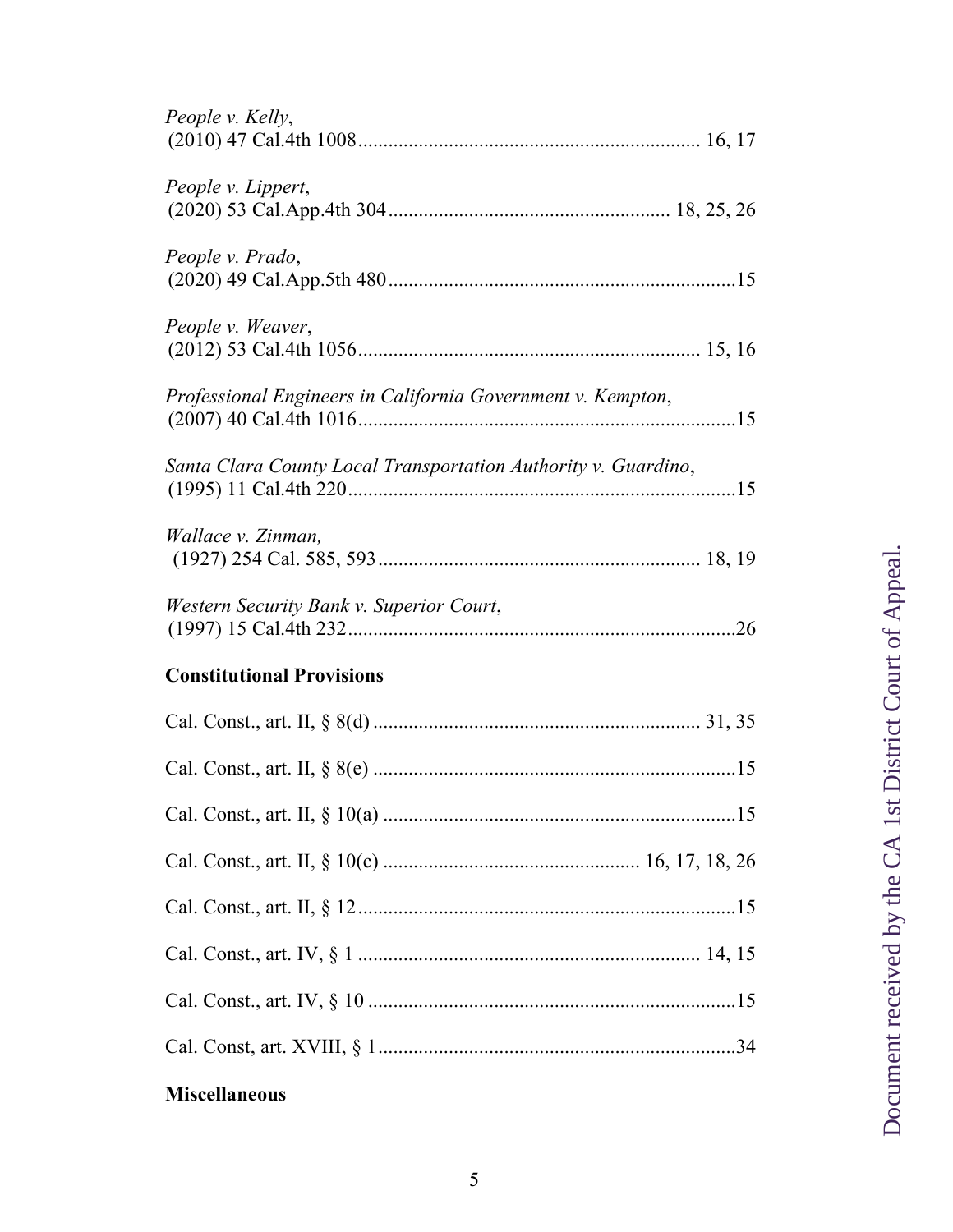*People v. Kelly*,
(2010) 47 Cal.4th 1008 .................................................................. 16, 17

*People v. Lippert*,
(2020) 53 Cal.App.4th 304 ....................................................... 18, 25, 26

*People v. Prado*,
(2020) 49 Cal.App.5th 480 ....................................................................15

*People v. Weaver*,
(2012) 53 Cal.4th 1056 .................................................................. 15, 16

*Professional Engineers in California Government v. Kempton*,
(2007) 40 Cal.4th 1016 ..........................................................................15

*Santa Clara County Local Transportation Authority v. Guardino*,
(1995) 11 Cal.4th 220 ............................................................................15

*Wallace v. Zinman,*
(1927) 254 Cal. 585, 593 ............................................................... 18, 19

*Western Security Bank v. Superior Court*,
(1997) 15 Cal.4th 232 ............................................................................26

**Constitutional Provisions**

Cal. Const., art. II, § 8(d) ............................................................... 31, 35

Cal. Const., art. II, § 8(e) .......................................................................15

Cal. Const., art. II, § 10(a) .....................................................................15

Cal. Const., art. II, § 10(c) .................................................. 16, 17, 18, 26

Cal. Const., art. II, § 12 ..........................................................................15

Cal. Const., art. IV, § 1 .................................................................. 14, 15

Cal. Const., art. IV, § 10 ........................................................................15

Cal. Const, art. XVIII, § 1 ......................................................................34

**Miscellaneous**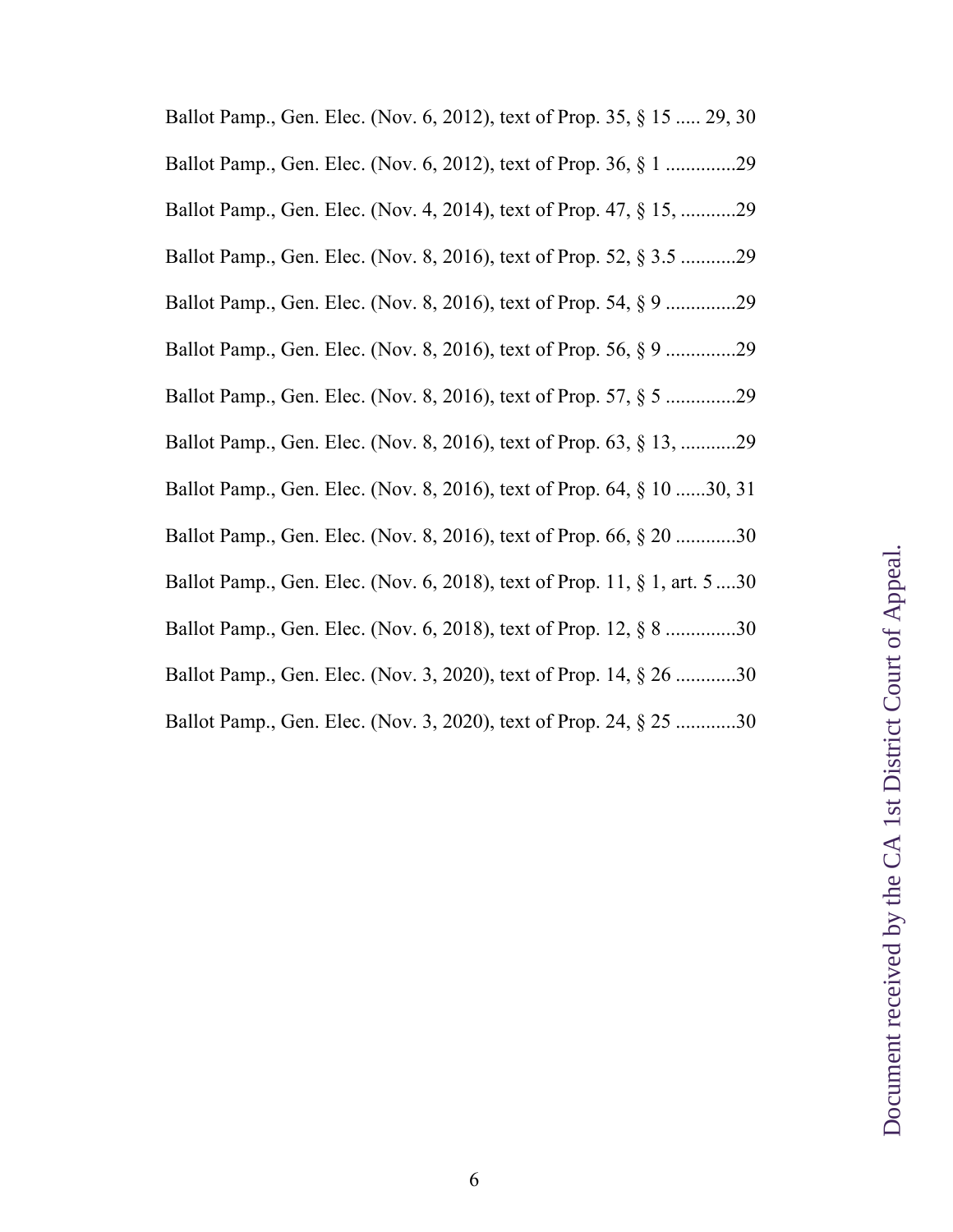Ballot Pamp., Gen. Elec. (Nov. 6, 2012), text of Prop. 35, § 15 ..... 29, 30

Ballot Pamp., Gen. Elec. (Nov. 6, 2012), text of Prop. 36, § 1 ..............29

Ballot Pamp., Gen. Elec. (Nov. 4, 2014), text of Prop. 47, § 15, ...........29

Ballot Pamp., Gen. Elec. (Nov. 8, 2016), text of Prop. 52, § 3.5 ...........29

Ballot Pamp., Gen. Elec. (Nov. 8, 2016), text of Prop. 54, § 9 ..............29

Ballot Pamp., Gen. Elec. (Nov. 8, 2016), text of Prop. 56, § 9 ..............29

Ballot Pamp., Gen. Elec. (Nov. 8, 2016), text of Prop. 57, § 5 ..............29

Ballot Pamp., Gen. Elec. (Nov. 8, 2016), text of Prop. 63, § 13, ...........29

Ballot Pamp., Gen. Elec. (Nov. 8, 2016), text of Prop. 64, § 10 ......30, 31

Ballot Pamp., Gen. Elec. (Nov. 8, 2016), text of Prop. 66, § 20 ............30

Ballot Pamp., Gen. Elec. (Nov. 6, 2018), text of Prop. 11, § 1, art. 5 ....30

Ballot Pamp., Gen. Elec. (Nov. 6, 2018), text of Prop. 12, § 8 ..............30

Ballot Pamp., Gen. Elec. (Nov. 3, 2020), text of Prop. 14, § 26 ............30

Ballot Pamp., Gen. Elec. (Nov. 3, 2020), text of Prop. 24, § 25 ............30

Document received by the CA 1st District Court of Appeal.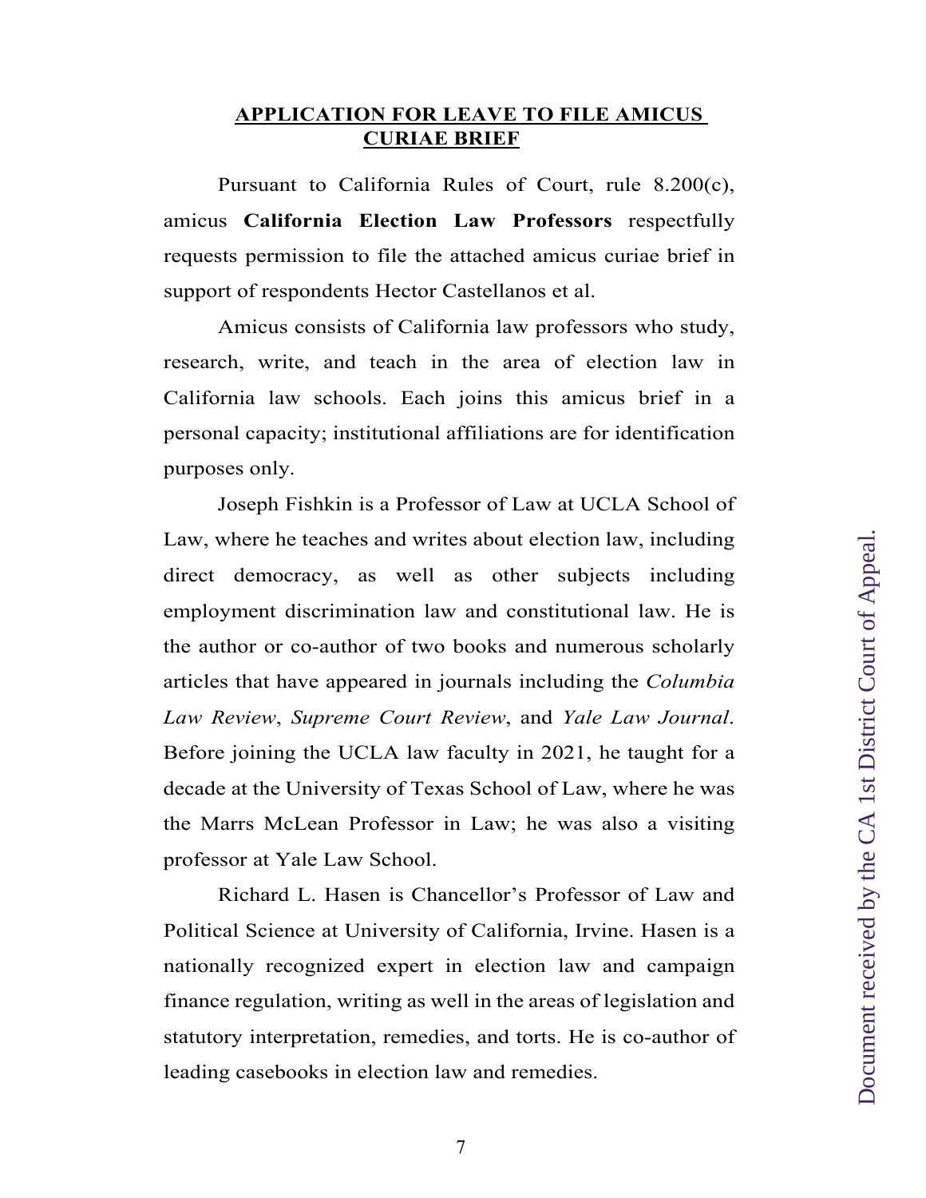## APPLICATION FOR LEAVE TO FILE AMICUS CURIAE BRIEF

Pursuant to California Rules of Court, rule 8.200(c), amicus **California Election Law Professors** respectfully requests permission to file the attached amicus curiae brief in support of respondents Hector Castellanos et al.

Amicus consists of California law professors who study, research, write, and teach in the area of election law in California law schools. Each joins this amicus brief in a personal capacity; institutional affiliations are for identification purposes only.

Joseph Fishkin is a Professor of Law at UCLA School of Law, where he teaches and writes about election law, including direct democracy, as well as other subjects including employment discrimination law and constitutional law. He is the author or co-author of two books and numerous scholarly articles that have appeared in journals including the *Columbia Law Review*, *Supreme Court Review*, and *Yale Law Journal*. Before joining the UCLA law faculty in 2021, he taught for a decade at the University of Texas School of Law, where he was the Marrs McLean Professor in Law; he was also a visiting professor at Yale Law School.

Richard L. Hasen is Chancellor's Professor of Law and Political Science at University of California, Irvine. Hasen is a nationally recognized expert in election law and campaign finance regulation, writing as well in the areas of legislation and statutory interpretation, remedies, and torts. He is co-author of leading casebooks in election law and remedies.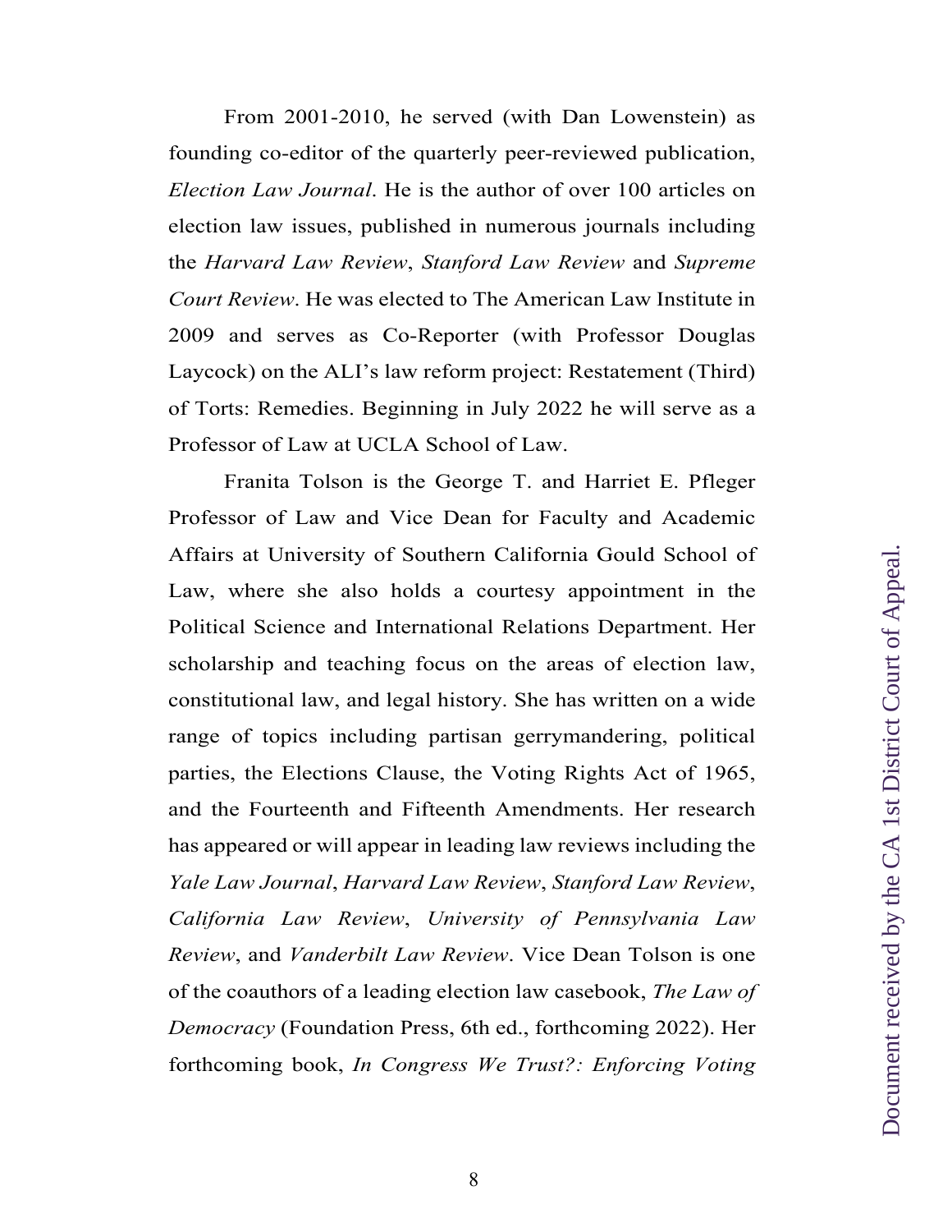From 2001-2010, he served (with Dan Lowenstein) as founding co-editor of the quarterly peer-reviewed publication, *Election Law Journal*. He is the author of over 100 articles on election law issues, published in numerous journals including the *Harvard Law Review*, *Stanford Law Review* and *Supreme Court Review*. He was elected to The American Law Institute in 2009 and serves as Co-Reporter (with Professor Douglas Laycock) on the ALI's law reform project: Restatement (Third) of Torts: Remedies. Beginning in July 2022 he will serve as a Professor of Law at UCLA School of Law.

Franita Tolson is the George T. and Harriet E. Pfleger Professor of Law and Vice Dean for Faculty and Academic Affairs at University of Southern California Gould School of Law, where she also holds a courtesy appointment in the Political Science and International Relations Department. Her scholarship and teaching focus on the areas of election law, constitutional law, and legal history. She has written on a wide range of topics including partisan gerrymandering, political parties, the Elections Clause, the Voting Rights Act of 1965, and the Fourteenth and Fifteenth Amendments. Her research has appeared or will appear in leading law reviews including the *Yale Law Journal*, *Harvard Law Review*, *Stanford Law Review*, *California Law Review*, *University of Pennsylvania Law Review*, and *Vanderbilt Law Review*. Vice Dean Tolson is one of the coauthors of a leading election law casebook, *The Law of Democracy* (Foundation Press, 6th ed., forthcoming 2022). Her forthcoming book, *In Congress We Trust?: Enforcing Voting*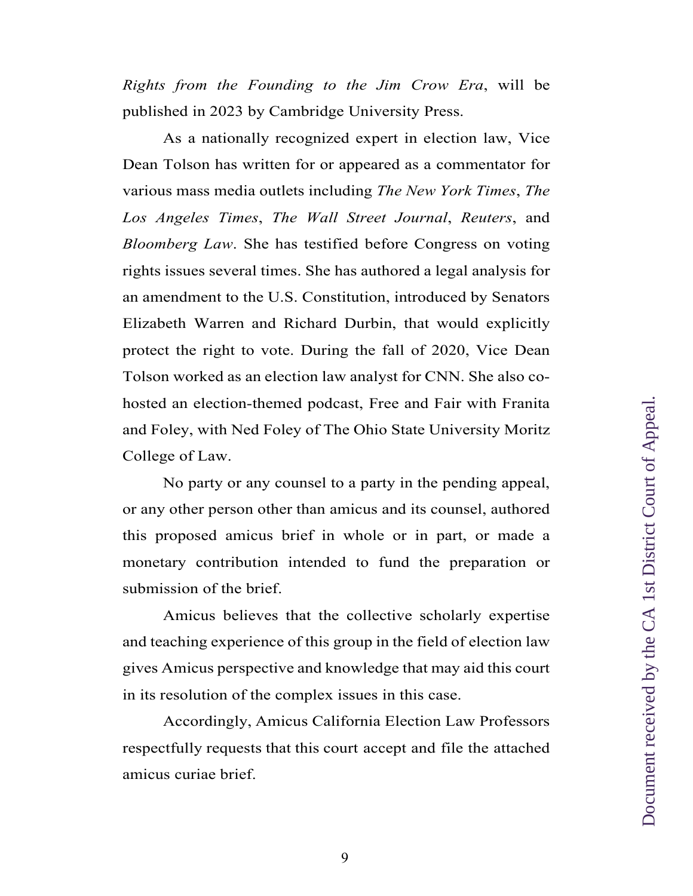*Rights from the Founding to the Jim Crow Era*, will be published in 2023 by Cambridge University Press.

As a nationally recognized expert in election law, Vice Dean Tolson has written for or appeared as a commentator for various mass media outlets including *The New York Times*, *The Los Angeles Times*, *The Wall Street Journal*, *Reuters*, and *Bloomberg Law*. She has testified before Congress on voting rights issues several times. She has authored a legal analysis for an amendment to the U.S. Constitution, introduced by Senators Elizabeth Warren and Richard Durbin, that would explicitly protect the right to vote. During the fall of 2020, Vice Dean Tolson worked as an election law analyst for CNN. She also co-hosted an election-themed podcast, Free and Fair with Franita and Foley, with Ned Foley of The Ohio State University Moritz College of Law.

No party or any counsel to a party in the pending appeal, or any other person other than amicus and its counsel, authored this proposed amicus brief in whole or in part, or made a monetary contribution intended to fund the preparation or submission of the brief.

Amicus believes that the collective scholarly expertise and teaching experience of this group in the field of election law gives Amicus perspective and knowledge that may aid this court in its resolution of the complex issues in this case.

Accordingly, Amicus California Election Law Professors respectfully requests that this court accept and file the attached amicus curiae brief.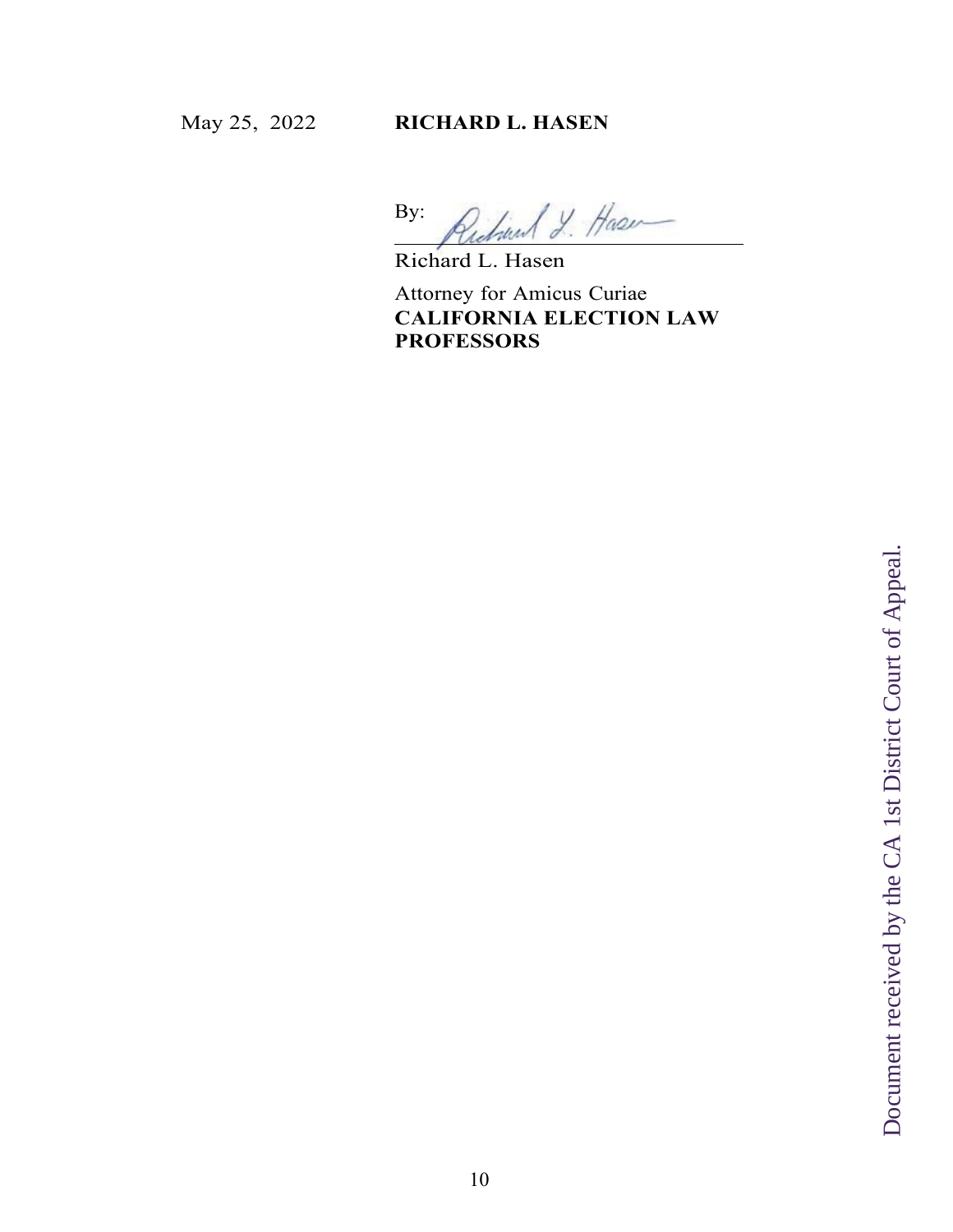May 25, 2022 **RICHARD L. HASEN**

By: ______________________

Richard L. Hasen

Attorney for Amicus Curiae
**CALIFORNIA ELECTION LAW PROFESSORS**

Document received by the CA 1st District Court of Appeal.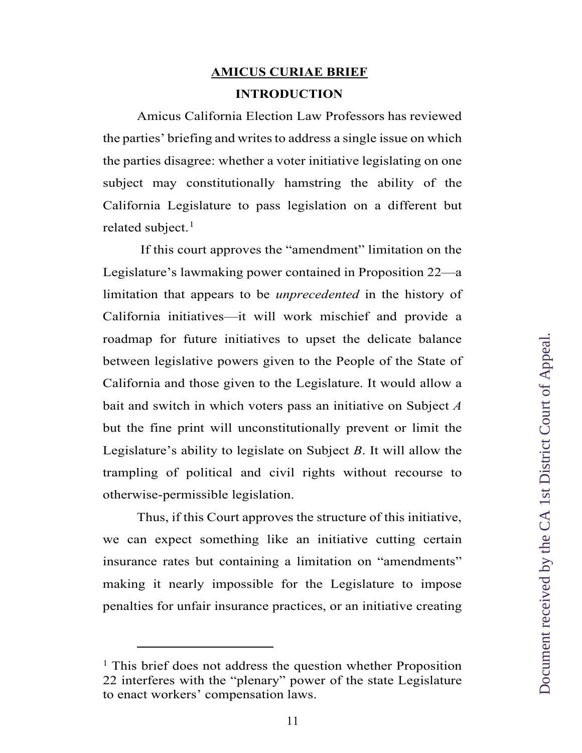## AMICUS CURIAE BRIEF

### INTRODUCTION

Amicus California Election Law Professors has reviewed the parties' briefing and writes to address a single issue on which the parties disagree: whether a voter initiative legislating on one subject may constitutionally hamstring the ability of the California Legislature to pass legislation on a different but related subject.[1]

If this court approves the "amendment" limitation on the Legislature's lawmaking power contained in Proposition 22—a limitation that appears to be *unprecedented* in the history of California initiatives—it will work mischief and provide a roadmap for future initiatives to upset the delicate balance between legislative powers given to the People of the State of California and those given to the Legislature. It would allow a bait and switch in which voters pass an initiative on Subject *A* but the fine print will unconstitutionally prevent or limit the Legislature's ability to legislate on Subject *B*. It will allow the trampling of political and civil rights without recourse to otherwise-permissible legislation.

Thus, if this Court approves the structure of this initiative, we can expect something like an initiative cutting certain insurance rates but containing a limitation on "amendments" making it nearly impossible for the Legislature to impose penalties for unfair insurance practices, or an initiative creating

---

[1] This brief does not address the question whether Proposition 22 interferes with the "plenary" power of the state Legislature to enact workers' compensation laws.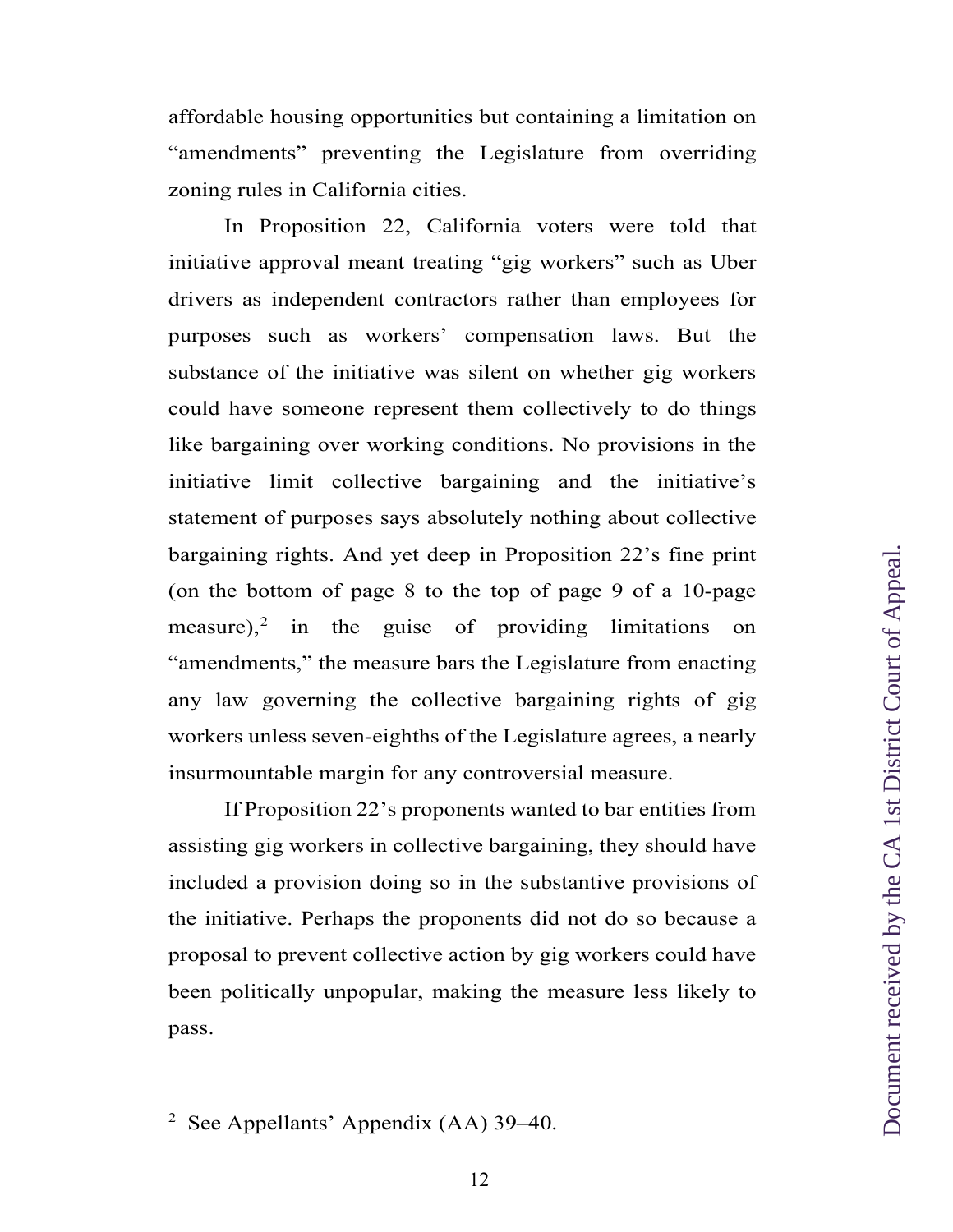affordable housing opportunities but containing a limitation on "amendments" preventing the Legislature from overriding zoning rules in California cities.

In Proposition 22, California voters were told that initiative approval meant treating "gig workers" such as Uber drivers as independent contractors rather than employees for purposes such as workers' compensation laws. But the substance of the initiative was silent on whether gig workers could have someone represent them collectively to do things like bargaining over working conditions. No provisions in the initiative limit collective bargaining and the initiative's statement of purposes says absolutely nothing about collective bargaining rights. And yet deep in Proposition 22's fine print (on the bottom of page 8 to the top of page 9 of a 10-page measure),[2] in the guise of providing limitations on "amendments," the measure bars the Legislature from enacting any law governing the collective bargaining rights of gig workers unless seven-eighths of the Legislature agrees, a nearly insurmountable margin for any controversial measure.

If Proposition 22's proponents wanted to bar entities from assisting gig workers in collective bargaining, they should have included a provision doing so in the substantive provisions of the initiative. Perhaps the proponents did not do so because a proposal to prevent collective action by gig workers could have been politically unpopular, making the measure less likely to pass.

---

[2] See Appellants' Appendix (AA) 39–40.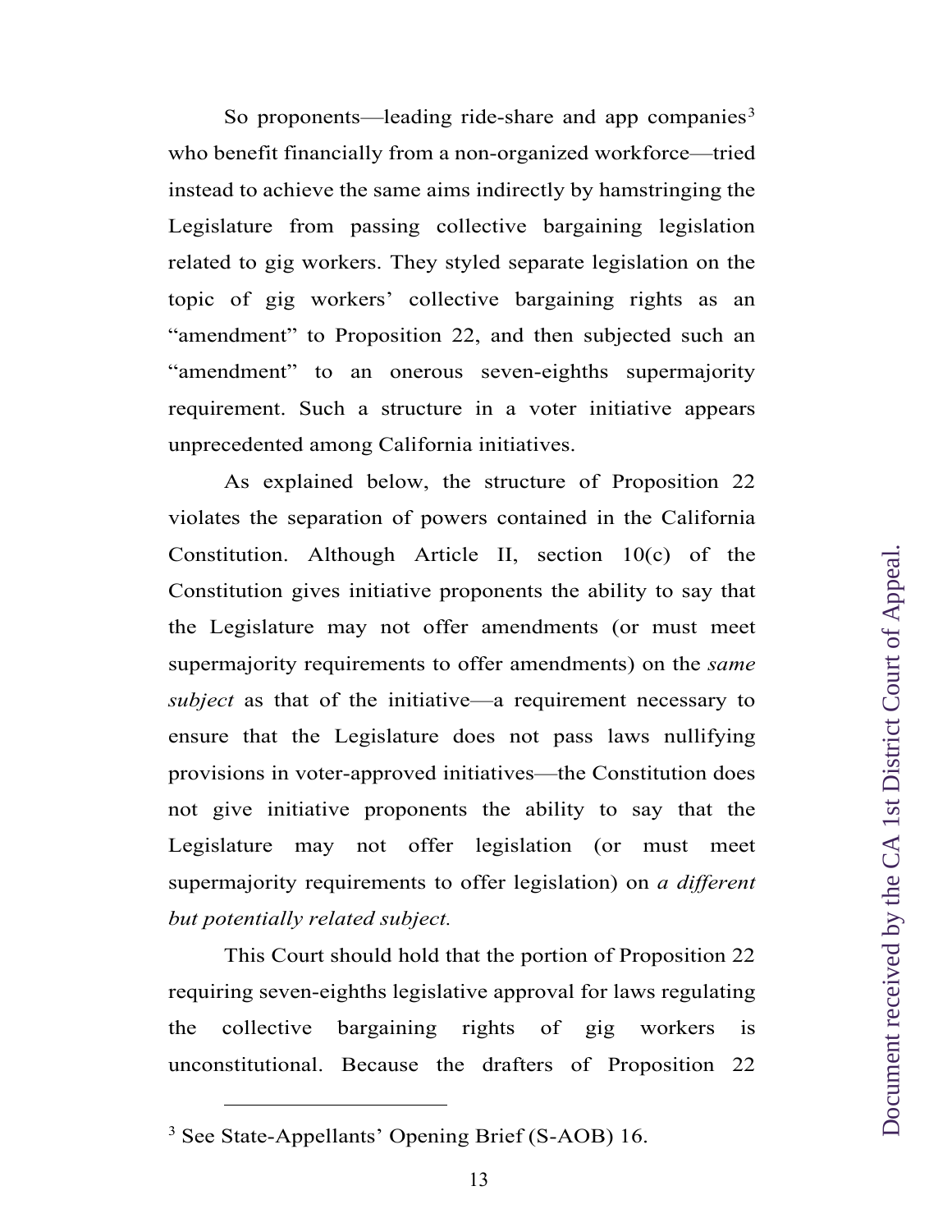So proponents—leading ride-share and app companies[3] who benefit financially from a non-organized workforce—tried instead to achieve the same aims indirectly by hamstringing the Legislature from passing collective bargaining legislation related to gig workers. They styled separate legislation on the topic of gig workers' collective bargaining rights as an "amendment" to Proposition 22, and then subjected such an "amendment" to an onerous seven-eighths supermajority requirement. Such a structure in a voter initiative appears unprecedented among California initiatives.

As explained below, the structure of Proposition 22 violates the separation of powers contained in the California Constitution. Although Article II, section 10(c) of the Constitution gives initiative proponents the ability to say that the Legislature may not offer amendments (or must meet supermajority requirements to offer amendments) on the *same subject* as that of the initiative—a requirement necessary to ensure that the Legislature does not pass laws nullifying provisions in voter-approved initiatives—the Constitution does not give initiative proponents the ability to say that the Legislature may not offer legislation (or must meet supermajority requirements to offer legislation) on *a different but potentially related subject.*

This Court should hold that the portion of Proposition 22 requiring seven-eighths legislative approval for laws regulating the collective bargaining rights of gig workers is unconstitutional. Because the drafters of Proposition 22

---

[3] See State-Appellants' Opening Brief (S-AOB) 16.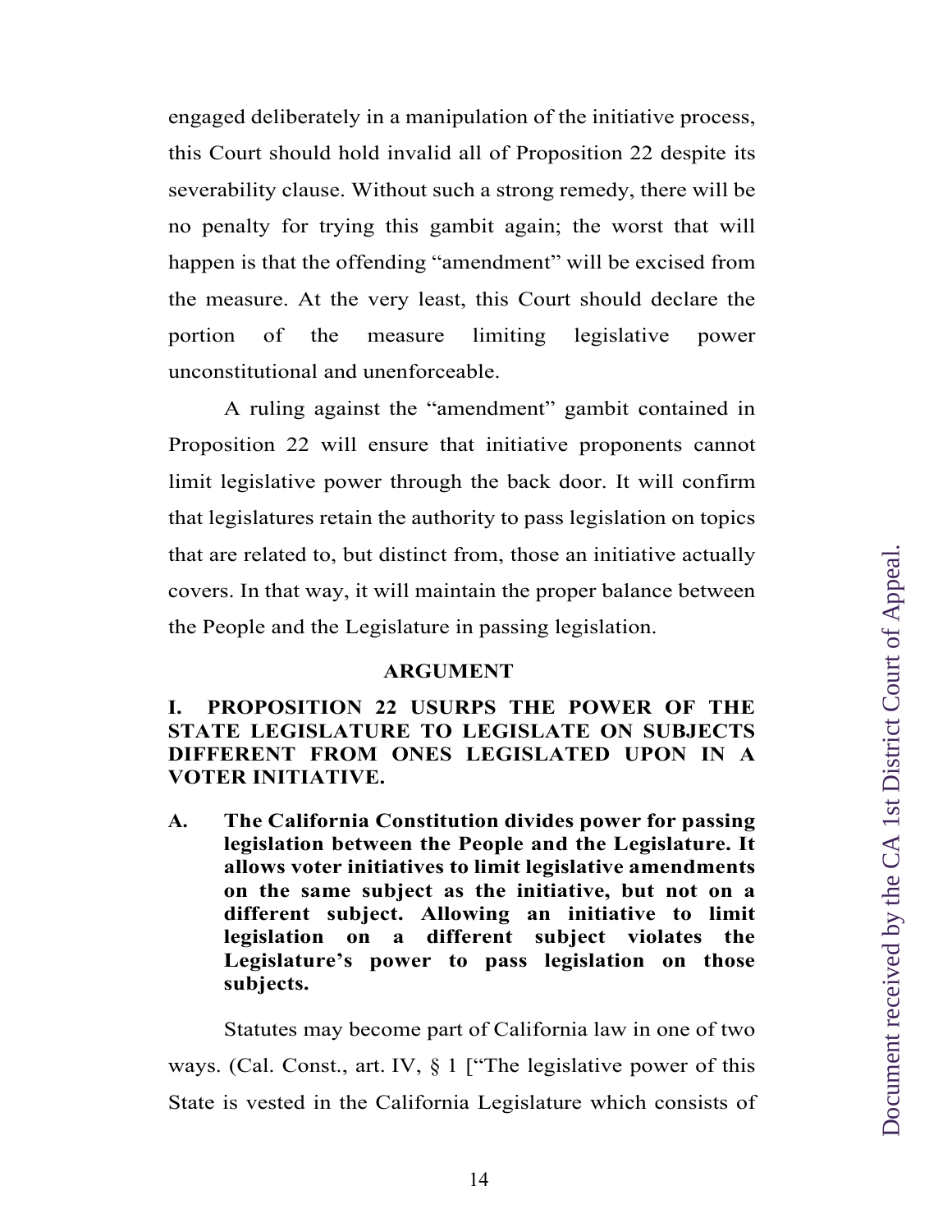engaged deliberately in a manipulation of the initiative process, this Court should hold invalid all of Proposition 22 despite its severability clause. Without such a strong remedy, there will be no penalty for trying this gambit again; the worst that will happen is that the offending "amendment" will be excised from the measure. At the very least, this Court should declare the portion of the measure limiting legislative power unconstitutional and unenforceable.

A ruling against the "amendment" gambit contained in Proposition 22 will ensure that initiative proponents cannot limit legislative power through the back door. It will confirm that legislatures retain the authority to pass legislation on topics that are related to, but distinct from, those an initiative actually covers. In that way, it will maintain the proper balance between the People and the Legislature in passing legislation.

## ARGUMENT

### I. PROPOSITION 22 USURPS THE POWER OF THE STATE LEGISLATURE TO LEGISLATE ON SUBJECTS DIFFERENT FROM ONES LEGISLATED UPON IN A VOTER INITIATIVE.

#### A. The California Constitution divides power for passing legislation between the People and the Legislature. It allows voter initiatives to limit legislative amendments on the same subject as the initiative, but not on a different subject. Allowing an initiative to limit legislation on a different subject violates the Legislature's power to pass legislation on those subjects.

Statutes may become part of California law in one of two ways. (Cal. Const., art. IV, § 1 ["The legislative power of this State is vested in the California Legislature which consists of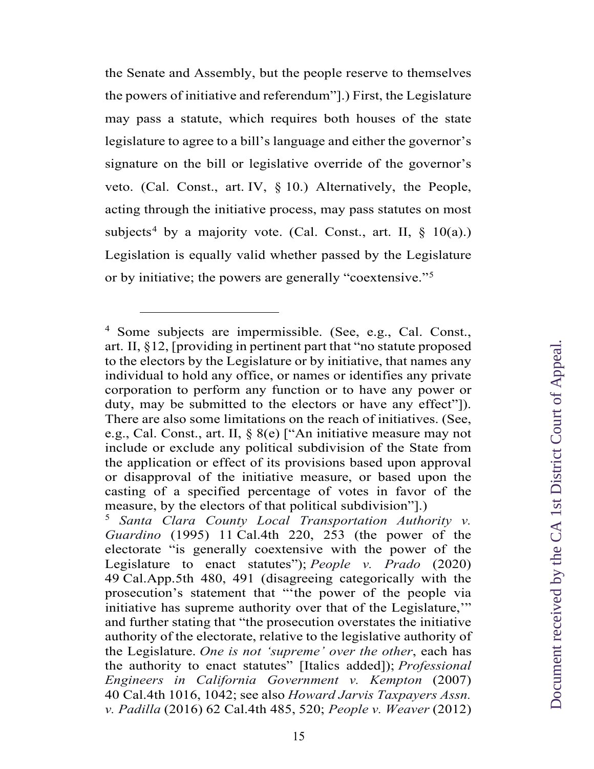the Senate and Assembly, but the people reserve to themselves the powers of initiative and referendum"].) First, the Legislature may pass a statute, which requires both houses of the state legislature to agree to a bill's language and either the governor's signature on the bill or legislative override of the governor's veto. (Cal. Const., art. IV, § 10.) Alternatively, the People, acting through the initiative process, may pass statutes on most subjects[4] by a majority vote. (Cal. Const., art. II, § 10(a).) Legislation is equally valid whether passed by the Legislature or by initiative; the powers are generally "coextensive."[5]

---

[4] Some subjects are impermissible. (See, e.g., Cal. Const., art. II, §12, [providing in pertinent part that "no statute proposed to the electors by the Legislature or by initiative, that names any individual to hold any office, or names or identifies any private corporation to perform any function or to have any power or duty, may be submitted to the electors or have any effect"]). There are also some limitations on the reach of initiatives. (See, e.g., Cal. Const., art. II, § 8(e) ["An initiative measure may not include or exclude any political subdivision of the State from the application or effect of its provisions based upon approval or disapproval of the initiative measure, or based upon the casting of a specified percentage of votes in favor of the measure, by the electors of that political subdivision"].)

[5] *Santa Clara County Local Transportation Authority v. Guardino* (1995) 11 Cal.4th 220, 253 (the power of the electorate "is generally coextensive with the power of the Legislature to enact statutes"); *People v. Prado* (2020) 49 Cal.App.5th 480, 491 (disagreeing categorically with the prosecution's statement that "'the power of the people via initiative has supreme authority over that of the Legislature,'" and further stating that "the prosecution overstates the initiative authority of the electorate, relative to the legislative authority of the Legislature. *One is not 'supreme' over the other*, each has the authority to enact statutes" [Italics added]); *Professional Engineers in California Government v. Kempton* (2007) 40 Cal.4th 1016, 1042; see also *Howard Jarvis Taxpayers Assn. v. Padilla* (2016) 62 Cal.4th 485, 520; *People v. Weaver* (2012)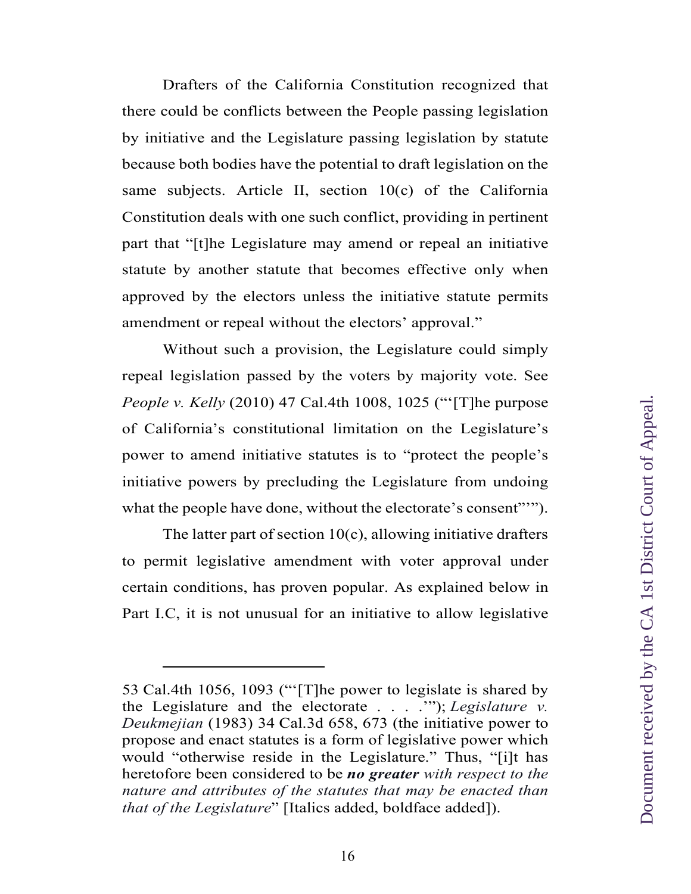Drafters of the California Constitution recognized that there could be conflicts between the People passing legislation by initiative and the Legislature passing legislation by statute because both bodies have the potential to draft legislation on the same subjects. Article II, section 10(c) of the California Constitution deals with one such conflict, providing in pertinent part that "[t]he Legislature may amend or repeal an initiative statute by another statute that becomes effective only when approved by the electors unless the initiative statute permits amendment or repeal without the electors' approval."

Without such a provision, the Legislature could simply repeal legislation passed by the voters by majority vote. See *People v. Kelly* (2010) 47 Cal.4th 1008, 1025 ("'[T]he purpose of California's constitutional limitation on the Legislature's power to amend initiative statutes is to "protect the people's initiative powers by precluding the Legislature from undoing what the people have done, without the electorate's consent"'").

The latter part of section 10(c), allowing initiative drafters to permit legislative amendment with voter approval under certain conditions, has proven popular. As explained below in Part I.C, it is not unusual for an initiative to allow legislative

---

53 Cal.4th 1056, 1093 ("'[T]he power to legislate is shared by the Legislature and the electorate . . . .'"); *Legislature v. Deukmejian* (1983) 34 Cal.3d 658, 673 (the initiative power to propose and enact statutes is a form of legislative power which would "otherwise reside in the Legislature." Thus, "[i]t has heretofore been considered to be ***no greater*** *with respect to the nature and attributes of the statutes that may be enacted than that of the Legislature*" [Italics added, boldface added]).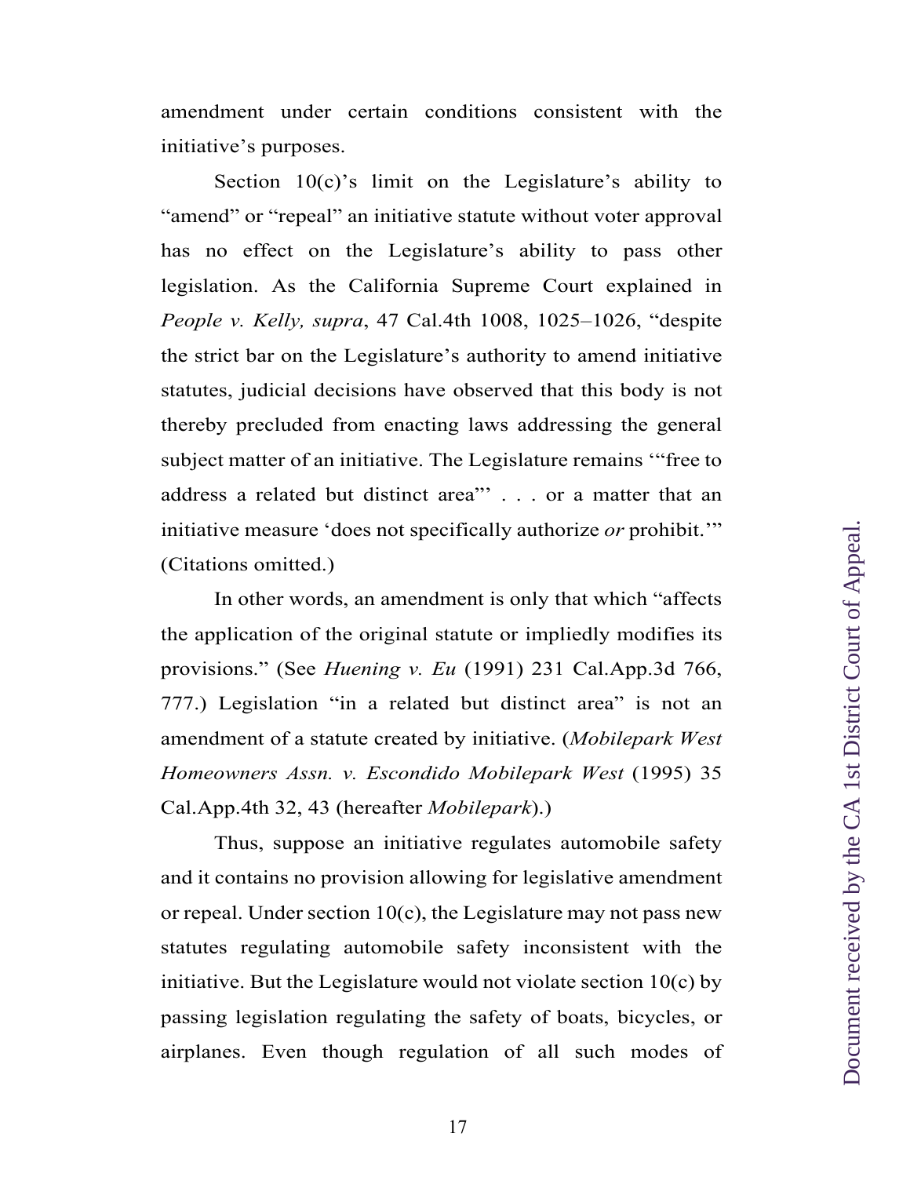amendment under certain conditions consistent with the initiative's purposes.

Section 10(c)'s limit on the Legislature's ability to "amend" or "repeal" an initiative statute without voter approval has no effect on the Legislature's ability to pass other legislation. As the California Supreme Court explained in *People v. Kelly, supra*, 47 Cal.4th 1008, 1025–1026, "despite the strict bar on the Legislature's authority to amend initiative statutes, judicial decisions have observed that this body is not thereby precluded from enacting laws addressing the general subject matter of an initiative. The Legislature remains '"free to address a related but distinct area"' . . . or a matter that an initiative measure 'does not specifically authorize *or* prohibit.'" (Citations omitted.)

In other words, an amendment is only that which "affects the application of the original statute or impliedly modifies its provisions." (See *Huening v. Eu* (1991) 231 Cal.App.3d 766, 777.) Legislation "in a related but distinct area" is not an amendment of a statute created by initiative. (*Mobilepark West Homeowners Assn. v. Escondido Mobilepark West* (1995) 35 Cal.App.4th 32, 43 (hereafter *Mobilepark*).)

Thus, suppose an initiative regulates automobile safety and it contains no provision allowing for legislative amendment or repeal. Under section 10(c), the Legislature may not pass new statutes regulating automobile safety inconsistent with the initiative. But the Legislature would not violate section 10(c) by passing legislation regulating the safety of boats, bicycles, or airplanes. Even though regulation of all such modes of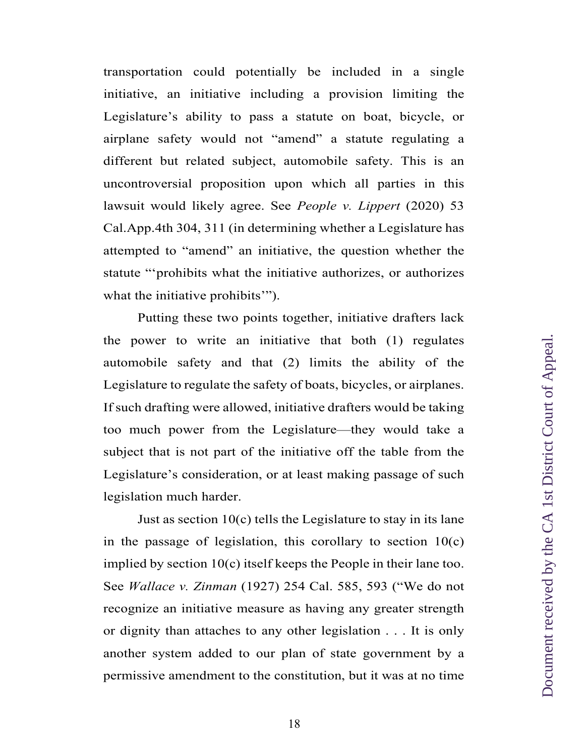transportation could potentially be included in a single initiative, an initiative including a provision limiting the Legislature's ability to pass a statute on boat, bicycle, or airplane safety would not "amend" a statute regulating a different but related subject, automobile safety. This is an uncontroversial proposition upon which all parties in this lawsuit would likely agree. See *People v. Lippert* (2020) 53 Cal.App.4th 304, 311 (in determining whether a Legislature has attempted to "amend" an initiative, the question whether the statute "'prohibits what the initiative authorizes, or authorizes what the initiative prohibits'").

Putting these two points together, initiative drafters lack the power to write an initiative that both (1) regulates automobile safety and that (2) limits the ability of the Legislature to regulate the safety of boats, bicycles, or airplanes. If such drafting were allowed, initiative drafters would be taking too much power from the Legislature—they would take a subject that is not part of the initiative off the table from the Legislature's consideration, or at least making passage of such legislation much harder.

Just as section 10(c) tells the Legislature to stay in its lane in the passage of legislation, this corollary to section 10(c) implied by section 10(c) itself keeps the People in their lane too. See *Wallace v. Zinman* (1927) 254 Cal. 585, 593 ("We do not recognize an initiative measure as having any greater strength or dignity than attaches to any other legislation . . . It is only another system added to our plan of state government by a permissive amendment to the constitution, but it was at no time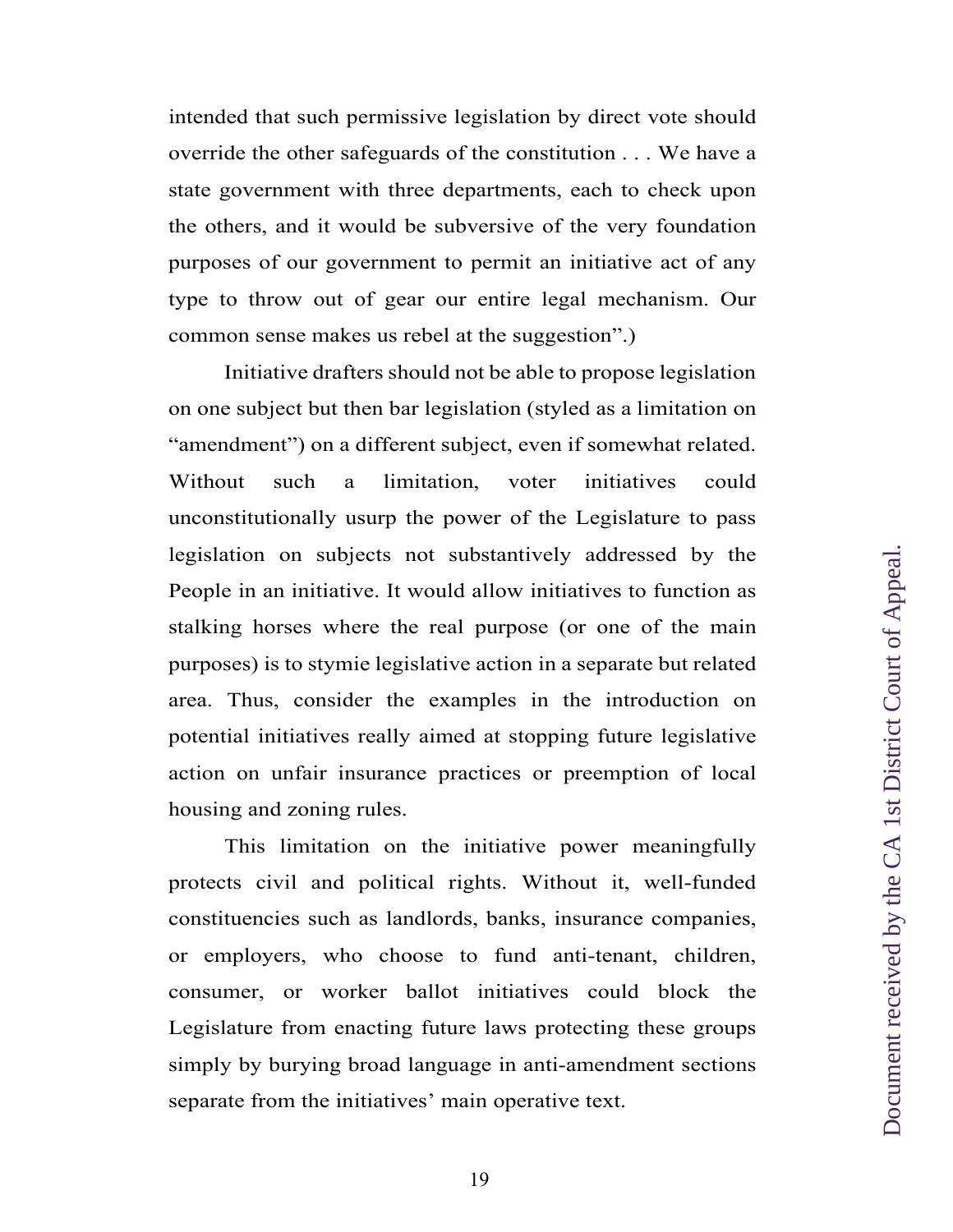intended that such permissive legislation by direct vote should override the other safeguards of the constitution . . . We have a state government with three departments, each to check upon the others, and it would be subversive of the very foundation purposes of our government to permit an initiative act of any type to throw out of gear our entire legal mechanism. Our common sense makes us rebel at the suggestion".)

Initiative drafters should not be able to propose legislation on one subject but then bar legislation (styled as a limitation on "amendment") on a different subject, even if somewhat related. Without such a limitation, voter initiatives could unconstitutionally usurp the power of the Legislature to pass legislation on subjects not substantively addressed by the People in an initiative. It would allow initiatives to function as stalking horses where the real purpose (or one of the main purposes) is to stymie legislative action in a separate but related area. Thus, consider the examples in the introduction on potential initiatives really aimed at stopping future legislative action on unfair insurance practices or preemption of local housing and zoning rules.

This limitation on the initiative power meaningfully protects civil and political rights. Without it, well-funded constituencies such as landlords, banks, insurance companies, or employers, who choose to fund anti-tenant, children, consumer, or worker ballot initiatives could block the Legislature from enacting future laws protecting these groups simply by burying broad language in anti-amendment sections separate from the initiatives' main operative text.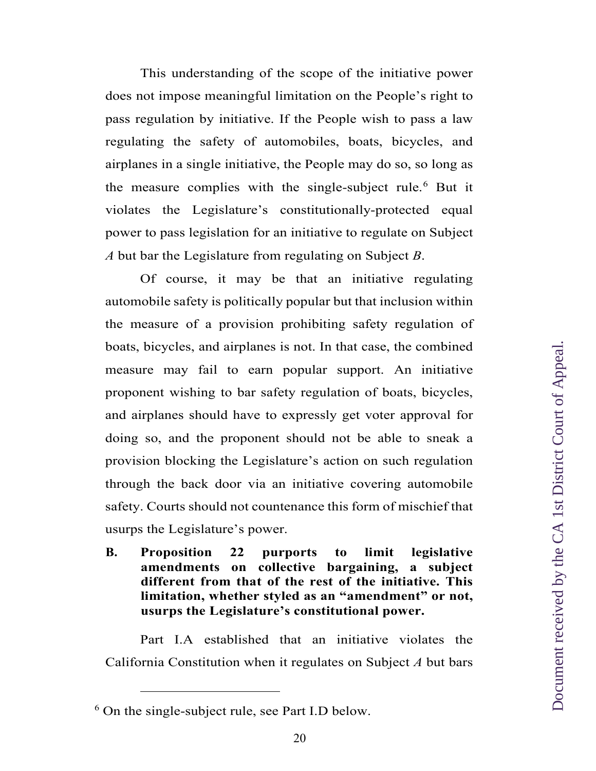This understanding of the scope of the initiative power does not impose meaningful limitation on the People's right to pass regulation by initiative. If the People wish to pass a law regulating the safety of automobiles, boats, bicycles, and airplanes in a single initiative, the People may do so, so long as the measure complies with the single-subject rule.[6] But it violates the Legislature's constitutionally-protected equal power to pass legislation for an initiative to regulate on Subject *A* but bar the Legislature from regulating on Subject *B*.

Of course, it may be that an initiative regulating automobile safety is politically popular but that inclusion within the measure of a provision prohibiting safety regulation of boats, bicycles, and airplanes is not. In that case, the combined measure may fail to earn popular support. An initiative proponent wishing to bar safety regulation of boats, bicycles, and airplanes should have to expressly get voter approval for doing so, and the proponent should not be able to sneak a provision blocking the Legislature's action on such regulation through the back door via an initiative covering automobile safety. Courts should not countenance this form of mischief that usurps the Legislature's power.

### B. Proposition 22 purports to limit legislative amendments on collective bargaining, a subject different from that of the rest of the initiative. This limitation, whether styled as an "amendment" or not, usurps the Legislature's constitutional power.

Part I.A established that an initiative violates the California Constitution when it regulates on Subject *A* but bars

---

[6] On the single-subject rule, see Part I.D below.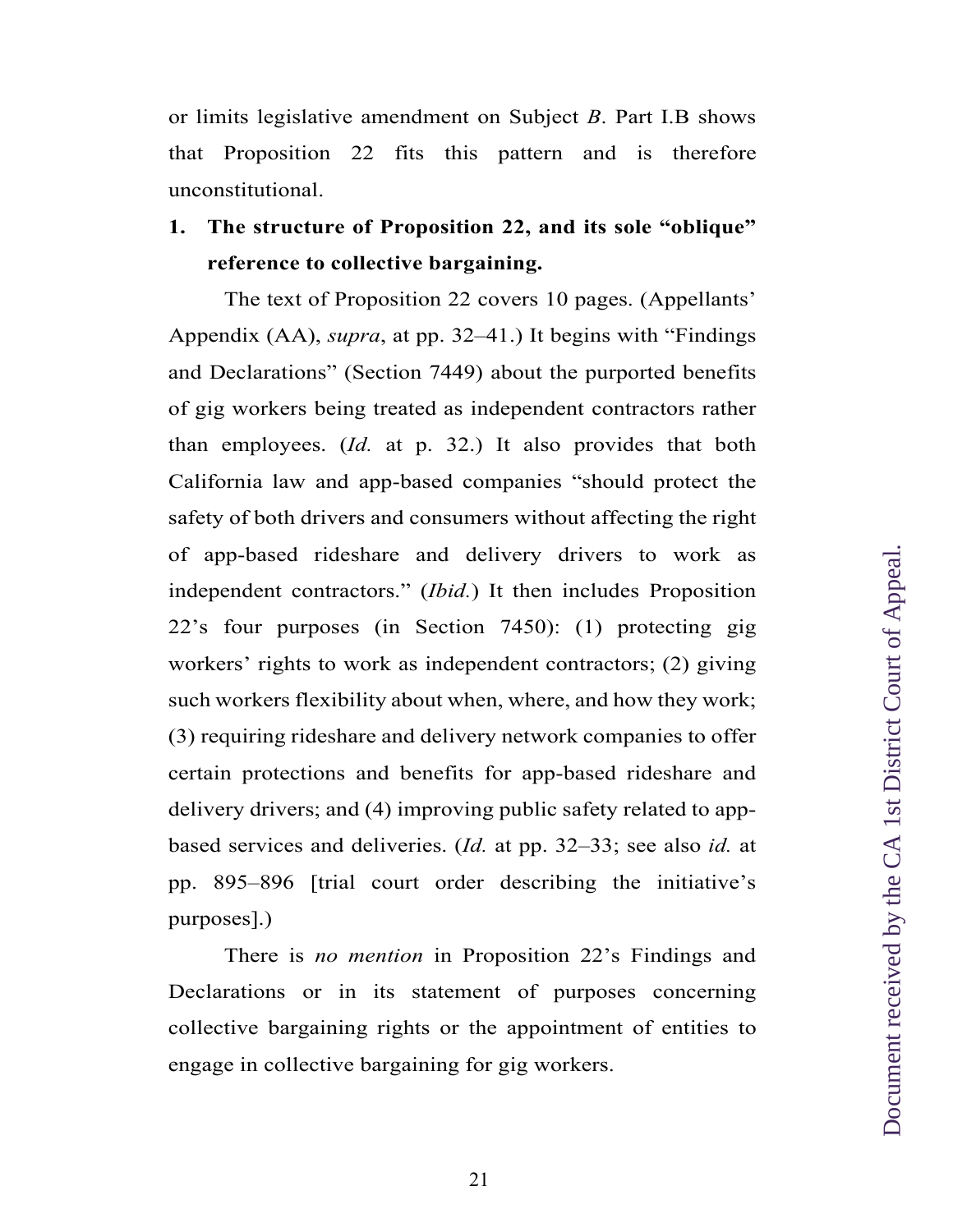or limits legislative amendment on Subject *B*. Part I.B shows that Proposition 22 fits this pattern and is therefore unconstitutional.

**1. The structure of Proposition 22, and its sole "oblique" reference to collective bargaining.**

The text of Proposition 22 covers 10 pages. (Appellants' Appendix (AA), *supra*, at pp. 32–41.) It begins with "Findings and Declarations" (Section 7449) about the purported benefits of gig workers being treated as independent contractors rather than employees. (*Id.* at p. 32.) It also provides that both California law and app-based companies "should protect the safety of both drivers and consumers without affecting the right of app-based rideshare and delivery drivers to work as independent contractors." (*Ibid.*) It then includes Proposition 22's four purposes (in Section 7450): (1) protecting gig workers' rights to work as independent contractors; (2) giving such workers flexibility about when, where, and how they work; (3) requiring rideshare and delivery network companies to offer certain protections and benefits for app-based rideshare and delivery drivers; and (4) improving public safety related to app-based services and deliveries. (*Id.* at pp. 32–33; see also *id.* at pp. 895–896 [trial court order describing the initiative's purposes].)

There is *no mention* in Proposition 22's Findings and Declarations or in its statement of purposes concerning collective bargaining rights or the appointment of entities to engage in collective bargaining for gig workers.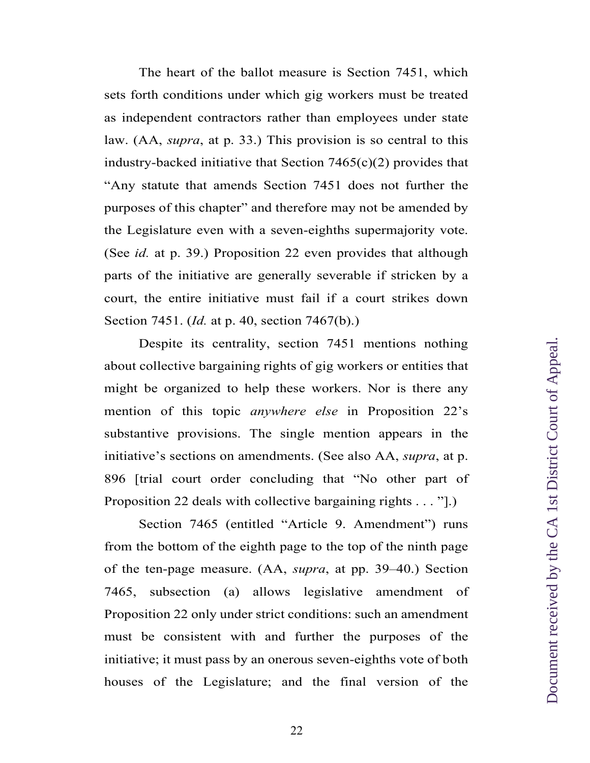The heart of the ballot measure is Section 7451, which sets forth conditions under which gig workers must be treated as independent contractors rather than employees under state law. (AA, *supra*, at p. 33.) This provision is so central to this industry-backed initiative that Section 7465(c)(2) provides that "Any statute that amends Section 7451 does not further the purposes of this chapter" and therefore may not be amended by the Legislature even with a seven-eighths supermajority vote. (See *id.* at p. 39.) Proposition 22 even provides that although parts of the initiative are generally severable if stricken by a court, the entire initiative must fail if a court strikes down Section 7451. (*Id.* at p. 40, section 7467(b).)

Despite its centrality, section 7451 mentions nothing about collective bargaining rights of gig workers or entities that might be organized to help these workers. Nor is there any mention of this topic *anywhere else* in Proposition 22's substantive provisions. The single mention appears in the initiative's sections on amendments. (See also AA, *supra*, at p. 896 [trial court order concluding that "No other part of Proposition 22 deals with collective bargaining rights . . . "].)

Section 7465 (entitled "Article 9. Amendment") runs from the bottom of the eighth page to the top of the ninth page of the ten-page measure. (AA, *supra*, at pp. 39–40.) Section 7465, subsection (a) allows legislative amendment of Proposition 22 only under strict conditions: such an amendment must be consistent with and further the purposes of the initiative; it must pass by an onerous seven-eighths vote of both houses of the Legislature; and the final version of the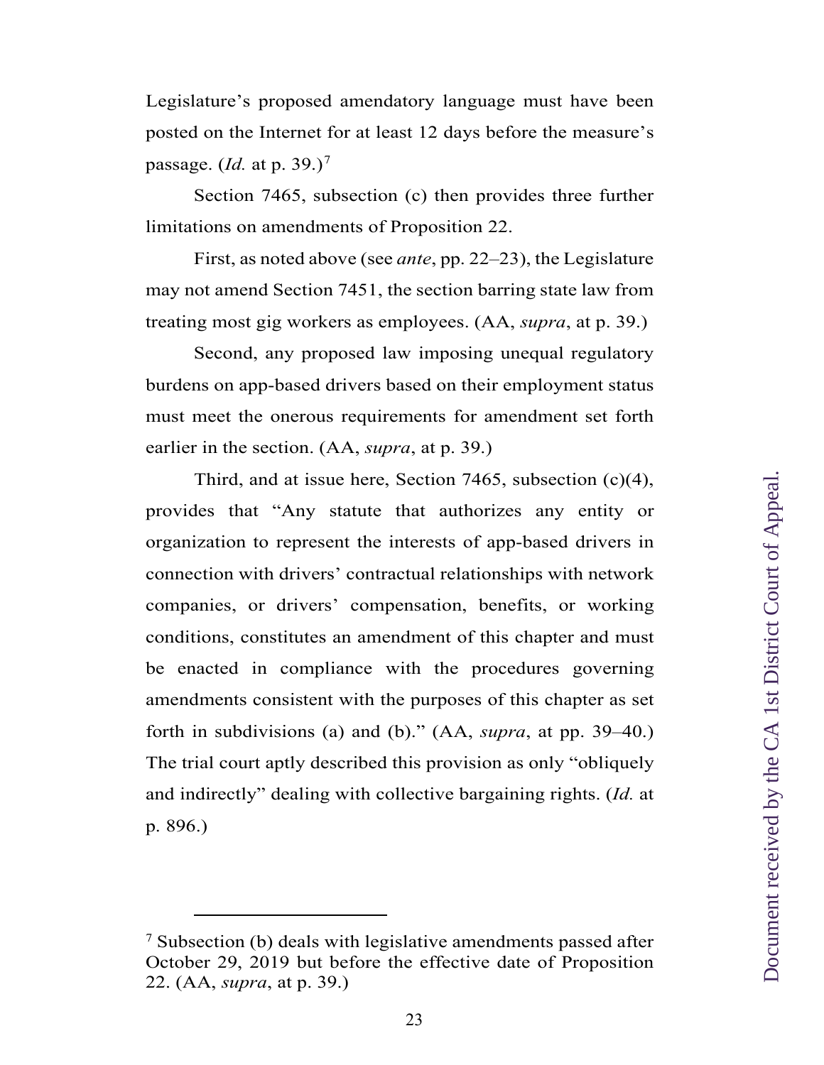Legislature's proposed amendatory language must have been posted on the Internet for at least 12 days before the measure's passage. (*Id.* at p. 39.)[7]

Section 7465, subsection (c) then provides three further limitations on amendments of Proposition 22.

First, as noted above (see *ante*, pp. 22–23), the Legislature may not amend Section 7451, the section barring state law from treating most gig workers as employees. (AA, *supra*, at p. 39.)

Second, any proposed law imposing unequal regulatory burdens on app-based drivers based on their employment status must meet the onerous requirements for amendment set forth earlier in the section. (AA, *supra*, at p. 39.)

Third, and at issue here, Section 7465, subsection (c)(4), provides that "Any statute that authorizes any entity or organization to represent the interests of app-based drivers in connection with drivers' contractual relationships with network companies, or drivers' compensation, benefits, or working conditions, constitutes an amendment of this chapter and must be enacted in compliance with the procedures governing amendments consistent with the purposes of this chapter as set forth in subdivisions (a) and (b)." (AA, *supra*, at pp. 39–40.) The trial court aptly described this provision as only "obliquely and indirectly" dealing with collective bargaining rights. (*Id.* at p. 896.)

---

[7] Subsection (b) deals with legislative amendments passed after October 29, 2019 but before the effective date of Proposition 22. (AA, *supra*, at p. 39.)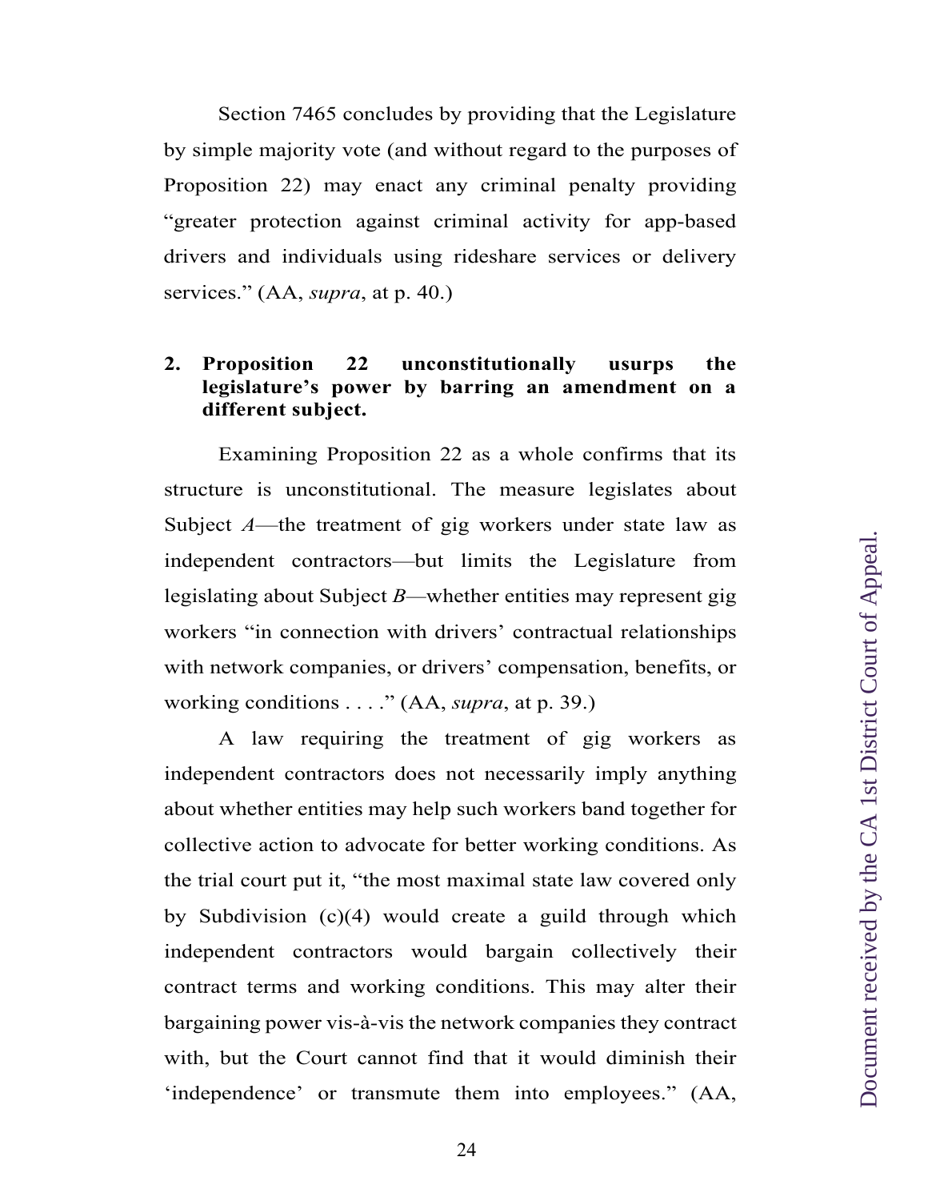Section 7465 concludes by providing that the Legislature by simple majority vote (and without regard to the purposes of Proposition 22) may enact any criminal penalty providing "greater protection against criminal activity for app-based drivers and individuals using rideshare services or delivery services." (AA, *supra*, at p. 40.)

**2. Proposition 22 unconstitutionally usurps the legislature's power by barring an amendment on a different subject.**

Examining Proposition 22 as a whole confirms that its structure is unconstitutional. The measure legislates about Subject *A*—the treatment of gig workers under state law as independent contractors—but limits the Legislature from legislating about Subject *B*—whether entities may represent gig workers "in connection with drivers' contractual relationships with network companies, or drivers' compensation, benefits, or working conditions . . . ." (AA, *supra*, at p. 39.)

A law requiring the treatment of gig workers as independent contractors does not necessarily imply anything about whether entities may help such workers band together for collective action to advocate for better working conditions. As the trial court put it, "the most maximal state law covered only by Subdivision (c)(4) would create a guild through which independent contractors would bargain collectively their contract terms and working conditions. This may alter their bargaining power vis-à-vis the network companies they contract with, but the Court cannot find that it would diminish their 'independence' or transmute them into employees." (AA,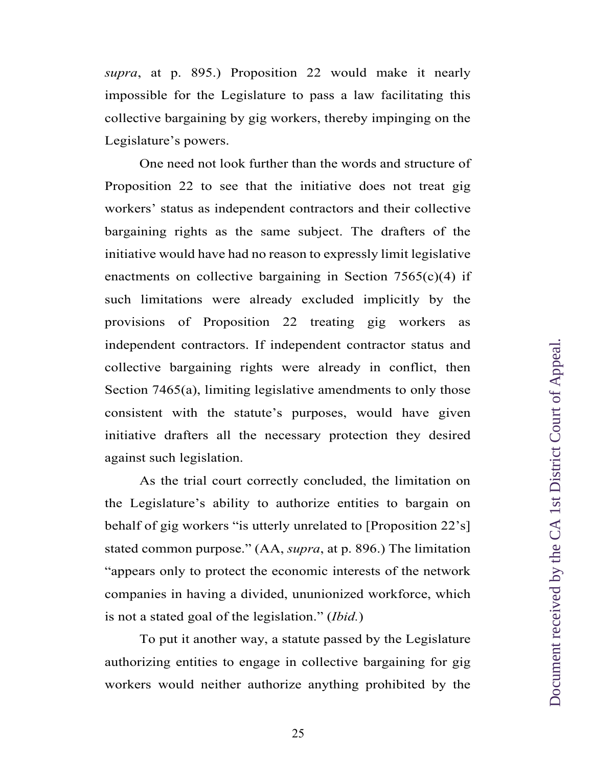*supra*, at p. 895.) Proposition 22 would make it nearly impossible for the Legislature to pass a law facilitating this collective bargaining by gig workers, thereby impinging on the Legislature's powers.

One need not look further than the words and structure of Proposition 22 to see that the initiative does not treat gig workers' status as independent contractors and their collective bargaining rights as the same subject. The drafters of the initiative would have had no reason to expressly limit legislative enactments on collective bargaining in Section 7565(c)(4) if such limitations were already excluded implicitly by the provisions of Proposition 22 treating gig workers as independent contractors. If independent contractor status and collective bargaining rights were already in conflict, then Section 7465(a), limiting legislative amendments to only those consistent with the statute's purposes, would have given initiative drafters all the necessary protection they desired against such legislation.

As the trial court correctly concluded, the limitation on the Legislature's ability to authorize entities to bargain on behalf of gig workers "is utterly unrelated to [Proposition 22's] stated common purpose." (AA, *supra*, at p. 896.) The limitation "appears only to protect the economic interests of the network companies in having a divided, ununionized workforce, which is not a stated goal of the legislation." (*Ibid.*)

To put it another way, a statute passed by the Legislature authorizing entities to engage in collective bargaining for gig workers would neither authorize anything prohibited by the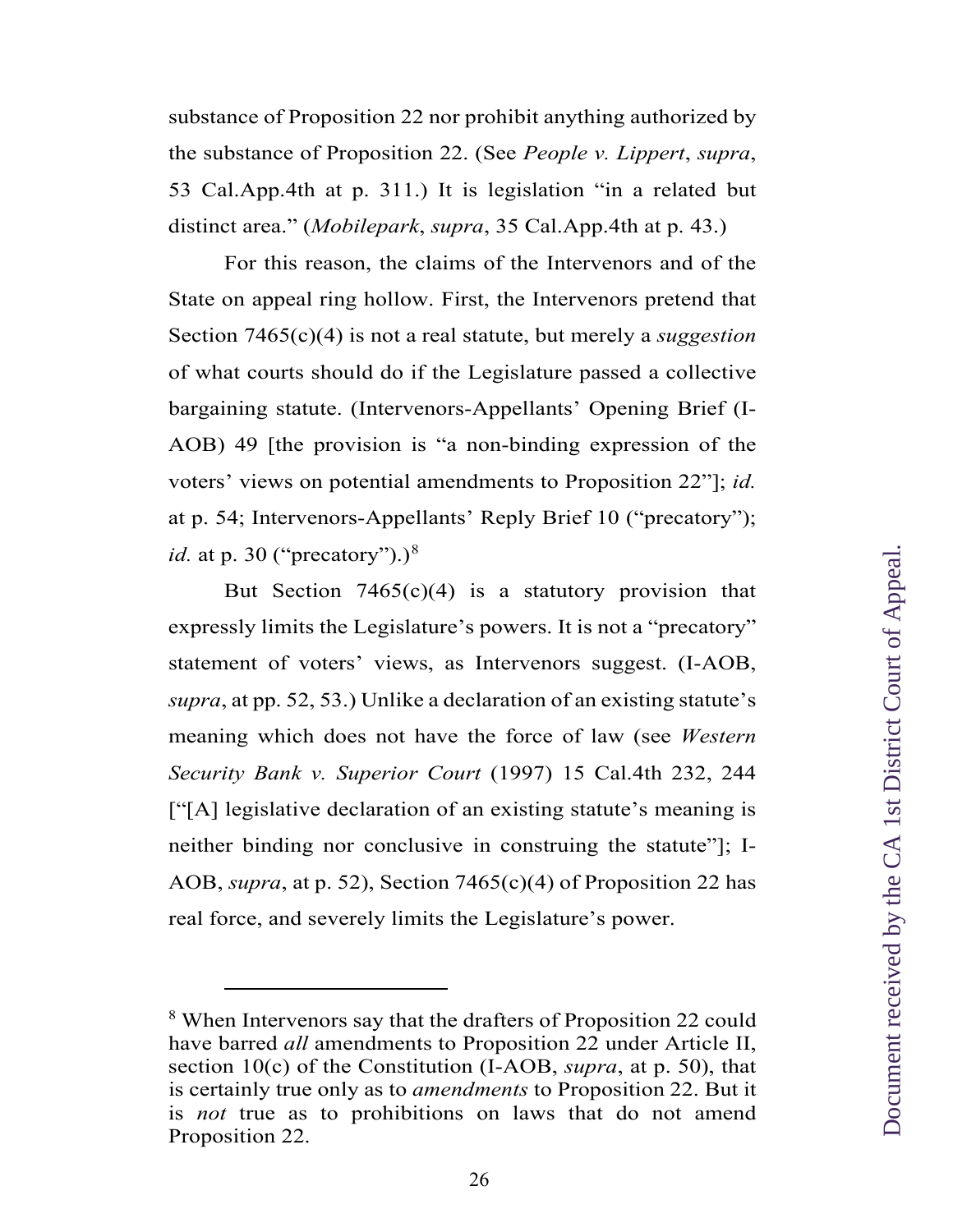substance of Proposition 22 nor prohibit anything authorized by the substance of Proposition 22. (See *People v. Lippert*, *supra*, 53 Cal.App.4th at p. 311.) It is legislation "in a related but distinct area." (*Mobilepark*, *supra*, 35 Cal.App.4th at p. 43.)

For this reason, the claims of the Intervenors and of the State on appeal ring hollow. First, the Intervenors pretend that Section 7465(c)(4) is not a real statute, but merely a *suggestion* of what courts should do if the Legislature passed a collective bargaining statute. (Intervenors-Appellants' Opening Brief (I-AOB) 49 [the provision is "a non-binding expression of the voters' views on potential amendments to Proposition 22"]; *id.* at p. 54; Intervenors-Appellants' Reply Brief 10 ("precatory"); *id.* at p. 30 ("precatory").)[8]

But Section 7465(c)(4) is a statutory provision that expressly limits the Legislature's powers. It is not a "precatory" statement of voters' views, as Intervenors suggest. (I-AOB, *supra*, at pp. 52, 53.) Unlike a declaration of an existing statute's meaning which does not have the force of law (see *Western Security Bank v. Superior Court* (1997) 15 Cal.4th 232, 244 ["[A] legislative declaration of an existing statute's meaning is neither binding nor conclusive in construing the statute"]; I-AOB, *supra*, at p. 52), Section 7465(c)(4) of Proposition 22 has real force, and severely limits the Legislature's power.

---

[8] When Intervenors say that the drafters of Proposition 22 could have barred *all* amendments to Proposition 22 under Article II, section 10(c) of the Constitution (I-AOB, *supra*, at p. 50), that is certainly true only as to *amendments* to Proposition 22. But it is *not* true as to prohibitions on laws that do not amend Proposition 22.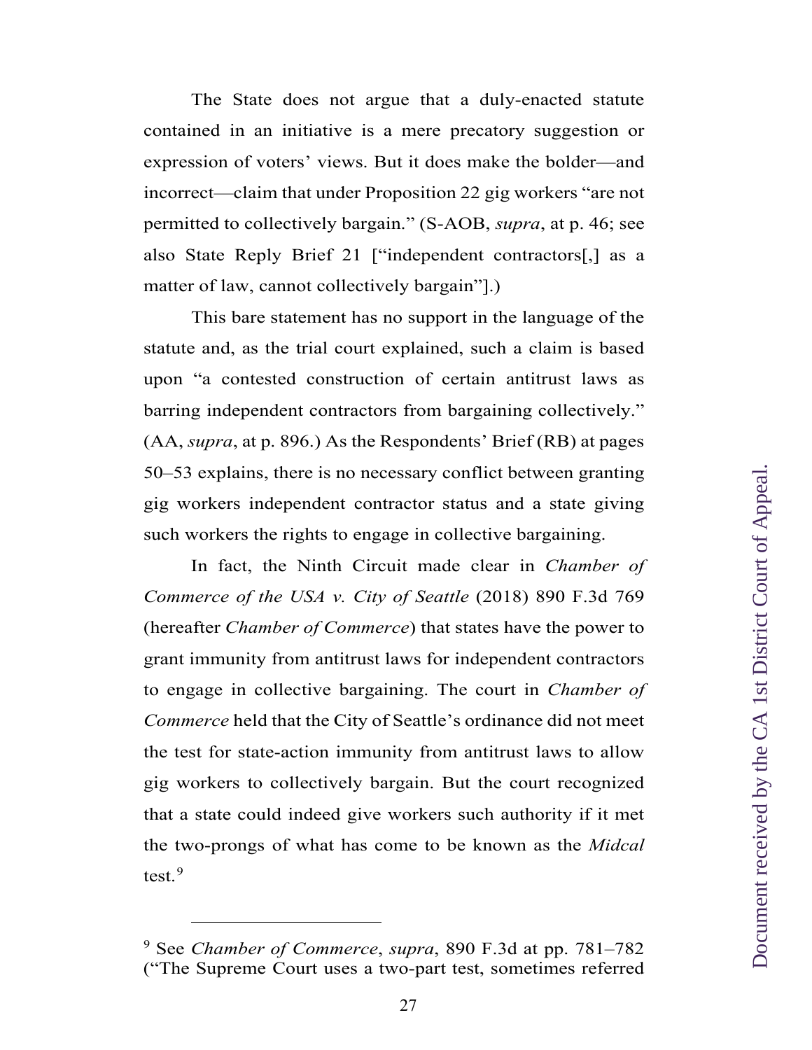The State does not argue that a duly-enacted statute contained in an initiative is a mere precatory suggestion or expression of voters' views. But it does make the bolder—and incorrect—claim that under Proposition 22 gig workers "are not permitted to collectively bargain." (S-AOB, *supra*, at p. 46; see also State Reply Brief 21 ["independent contractors[,] as a matter of law, cannot collectively bargain"].)

This bare statement has no support in the language of the statute and, as the trial court explained, such a claim is based upon "a contested construction of certain antitrust laws as barring independent contractors from bargaining collectively." (AA, *supra*, at p. 896.) As the Respondents' Brief (RB) at pages 50–53 explains, there is no necessary conflict between granting gig workers independent contractor status and a state giving such workers the rights to engage in collective bargaining.

In fact, the Ninth Circuit made clear in *Chamber of Commerce of the USA v. City of Seattle* (2018) 890 F.3d 769 (hereafter *Chamber of Commerce*) that states have the power to grant immunity from antitrust laws for independent contractors to engage in collective bargaining. The court in *Chamber of Commerce* held that the City of Seattle's ordinance did not meet the test for state-action immunity from antitrust laws to allow gig workers to collectively bargain. But the court recognized that a state could indeed give workers such authority if it met the two-prongs of what has come to be known as the *Midcal* test.[9]

[9] See *Chamber of Commerce*, *supra*, 890 F.3d at pp. 781–782 ("The Supreme Court uses a two-part test, sometimes referred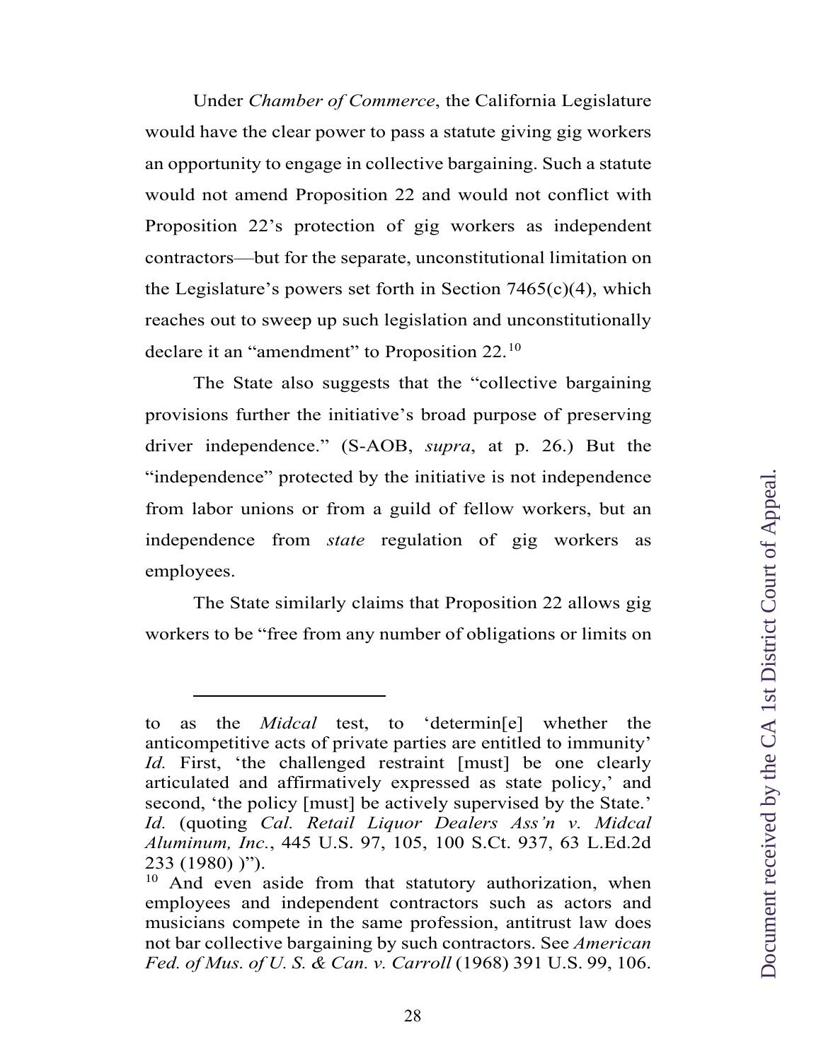Under *Chamber of Commerce*, the California Legislature would have the clear power to pass a statute giving gig workers an opportunity to engage in collective bargaining. Such a statute would not amend Proposition 22 and would not conflict with Proposition 22's protection of gig workers as independent contractors—but for the separate, unconstitutional limitation on the Legislature's powers set forth in Section 7465(c)(4), which reaches out to sweep up such legislation and unconstitutionally declare it an "amendment" to Proposition 22.[10]

The State also suggests that the "collective bargaining provisions further the initiative's broad purpose of preserving driver independence." (S-AOB, *supra*, at p. 26.) But the "independence" protected by the initiative is not independence from labor unions or from a guild of fellow workers, but an independence from *state* regulation of gig workers as employees.

The State similarly claims that Proposition 22 allows gig workers to be "free from any number of obligations or limits on

---

to as the *Midcal* test, to 'determin[e] whether the anticompetitive acts of private parties are entitled to immunity' *Id.* First, 'the challenged restraint [must] be one clearly articulated and affirmatively expressed as state policy,' and second, 'the policy [must] be actively supervised by the State.' *Id.* (quoting *Cal. Retail Liquor Dealers Ass'n v. Midcal Aluminum, Inc.*, 445 U.S. 97, 105, 100 S.Ct. 937, 63 L.Ed.2d 233 (1980) )").

[10] And even aside from that statutory authorization, when employees and independent contractors such as actors and musicians compete in the same profession, antitrust law does not bar collective bargaining by such contractors. See *American Fed. of Mus. of U. S. & Can. v. Carroll* (1968) 391 U.S. 99, 106.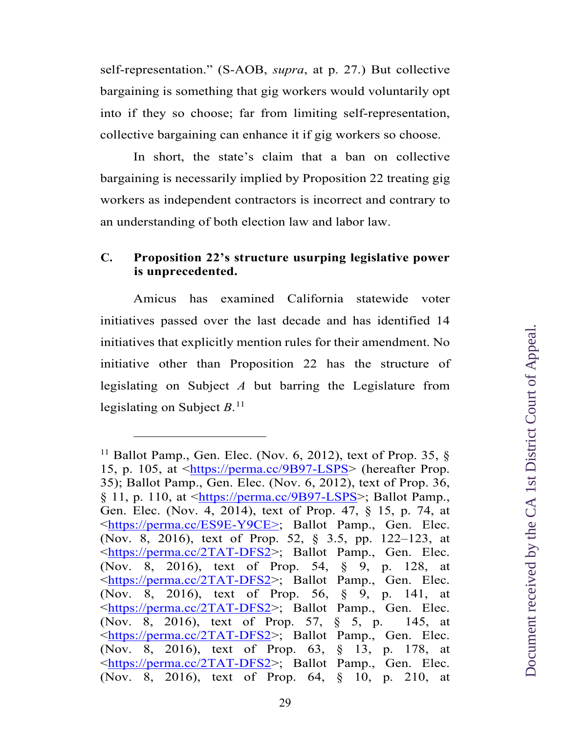self-representation." (S-AOB, *supra*, at p. 27.) But collective bargaining is something that gig workers would voluntarily opt into if they so choose; far from limiting self-representation, collective bargaining can enhance it if gig workers so choose.

In short, the state's claim that a ban on collective bargaining is necessarily implied by Proposition 22 treating gig workers as independent contractors is incorrect and contrary to an understanding of both election law and labor law.

### C. Proposition 22's structure usurping legislative power is unprecedented.

Amicus has examined California statewide voter initiatives passed over the last decade and has identified 14 initiatives that explicitly mention rules for their amendment. No initiative other than Proposition 22 has the structure of legislating on Subject *A* but barring the Legislature from legislating on Subject *B*.[11]

---

[11] Ballot Pamp., Gen. Elec. (Nov. 6, 2012), text of Prop. 35, § 15, p. 105, at <https://perma.cc/9B97-LSPS> (hereafter Prop. 35); Ballot Pamp., Gen. Elec. (Nov. 6, 2012), text of Prop. 36, § 11, p. 110, at <https://perma.cc/9B97-LSPS>; Ballot Pamp., Gen. Elec. (Nov. 4, 2014), text of Prop. 47, § 15, p. 74, at <https://perma.cc/ES9E-Y9CE>; Ballot Pamp., Gen. Elec. (Nov. 8, 2016), text of Prop. 52, § 3.5, pp. 122–123, at <https://perma.cc/2TAT-DFS2>; Ballot Pamp., Gen. Elec. (Nov. 8, 2016), text of Prop. 54, § 9, p. 128, at <https://perma.cc/2TAT-DFS2>; Ballot Pamp., Gen. Elec. (Nov. 8, 2016), text of Prop. 56, § 9, p. 141, at <https://perma.cc/2TAT-DFS2>; Ballot Pamp., Gen. Elec. (Nov. 8, 2016), text of Prop. 57, § 5, p. 145, at <https://perma.cc/2TAT-DFS2>; Ballot Pamp., Gen. Elec. (Nov. 8, 2016), text of Prop. 63, § 13, p. 178, at <https://perma.cc/2TAT-DFS2>; Ballot Pamp., Gen. Elec. (Nov. 8, 2016), text of Prop. 64, § 10, p. 210, at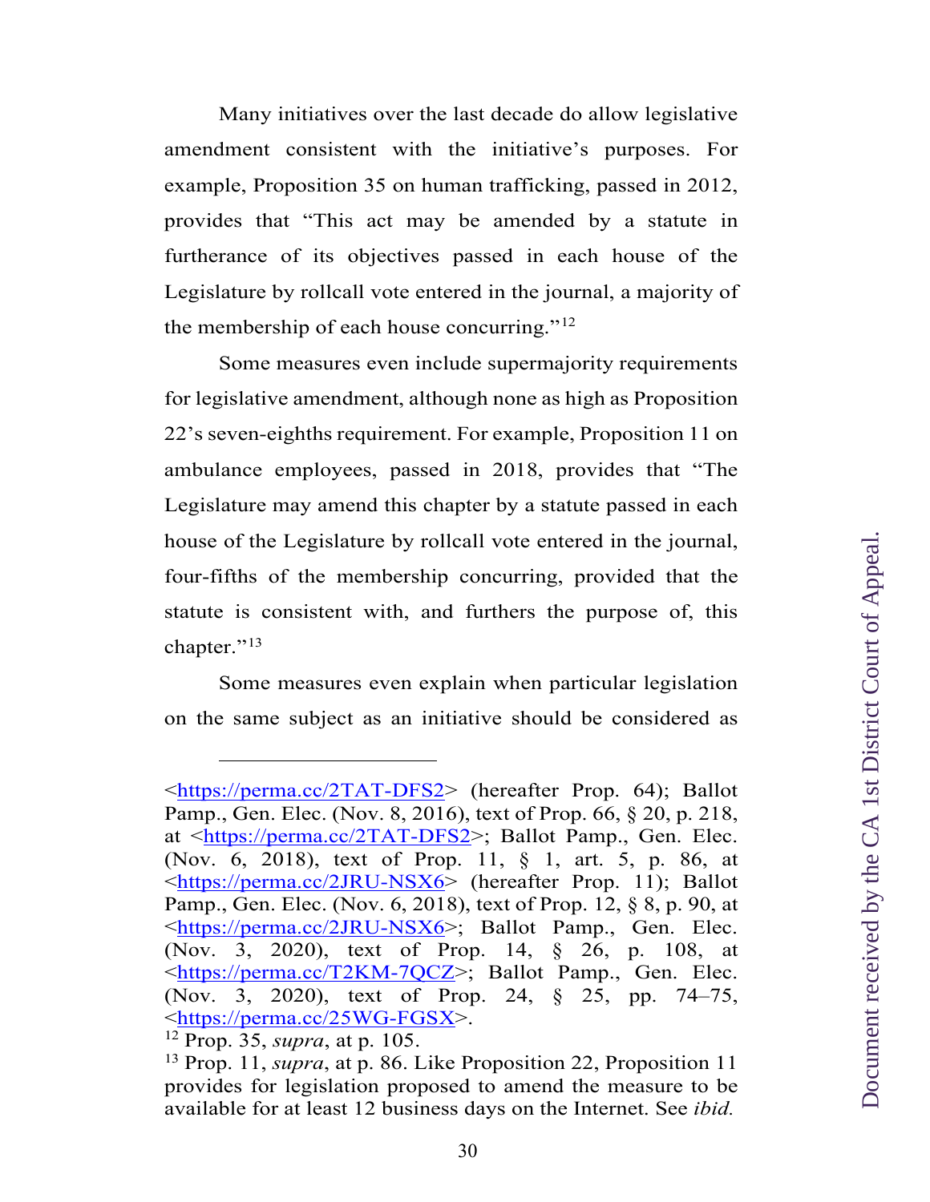Many initiatives over the last decade do allow legislative amendment consistent with the initiative's purposes. For example, Proposition 35 on human trafficking, passed in 2012, provides that "This act may be amended by a statute in furtherance of its objectives passed in each house of the Legislature by rollcall vote entered in the journal, a majority of the membership of each house concurring."[12]

Some measures even include supermajority requirements for legislative amendment, although none as high as Proposition 22's seven-eighths requirement. For example, Proposition 11 on ambulance employees, passed in 2018, provides that "The Legislature may amend this chapter by a statute passed in each house of the Legislature by rollcall vote entered in the journal, four-fifths of the membership concurring, provided that the statute is consistent with, and furthers the purpose of, this chapter."[13]

Some measures even explain when particular legislation on the same subject as an initiative should be considered as

---

<https://perma.cc/2TAT-DFS2> (hereafter Prop. 64); Ballot Pamp., Gen. Elec. (Nov. 8, 2016), text of Prop. 66, § 20, p. 218, at <https://perma.cc/2TAT-DFS2>; Ballot Pamp., Gen. Elec. (Nov. 6, 2018), text of Prop. 11, § 1, art. 5, p. 86, at <https://perma.cc/2JRU-NSX6> (hereafter Prop. 11); Ballot Pamp., Gen. Elec. (Nov. 6, 2018), text of Prop. 12, § 8, p. 90, at <https://perma.cc/2JRU-NSX6>; Ballot Pamp., Gen. Elec. (Nov. 3, 2020), text of Prop. 14, § 26, p. 108, at <https://perma.cc/T2KM-7QCZ>; Ballot Pamp., Gen. Elec. (Nov. 3, 2020), text of Prop. 24, § 25, pp. 74–75, <https://perma.cc/25WG-FGSX>.

[12] Prop. 35, *supra*, at p. 105.

[13] Prop. 11, *supra*, at p. 86. Like Proposition 22, Proposition 11 provides for legislation proposed to amend the measure to be available for at least 12 business days on the Internet. See *ibid.*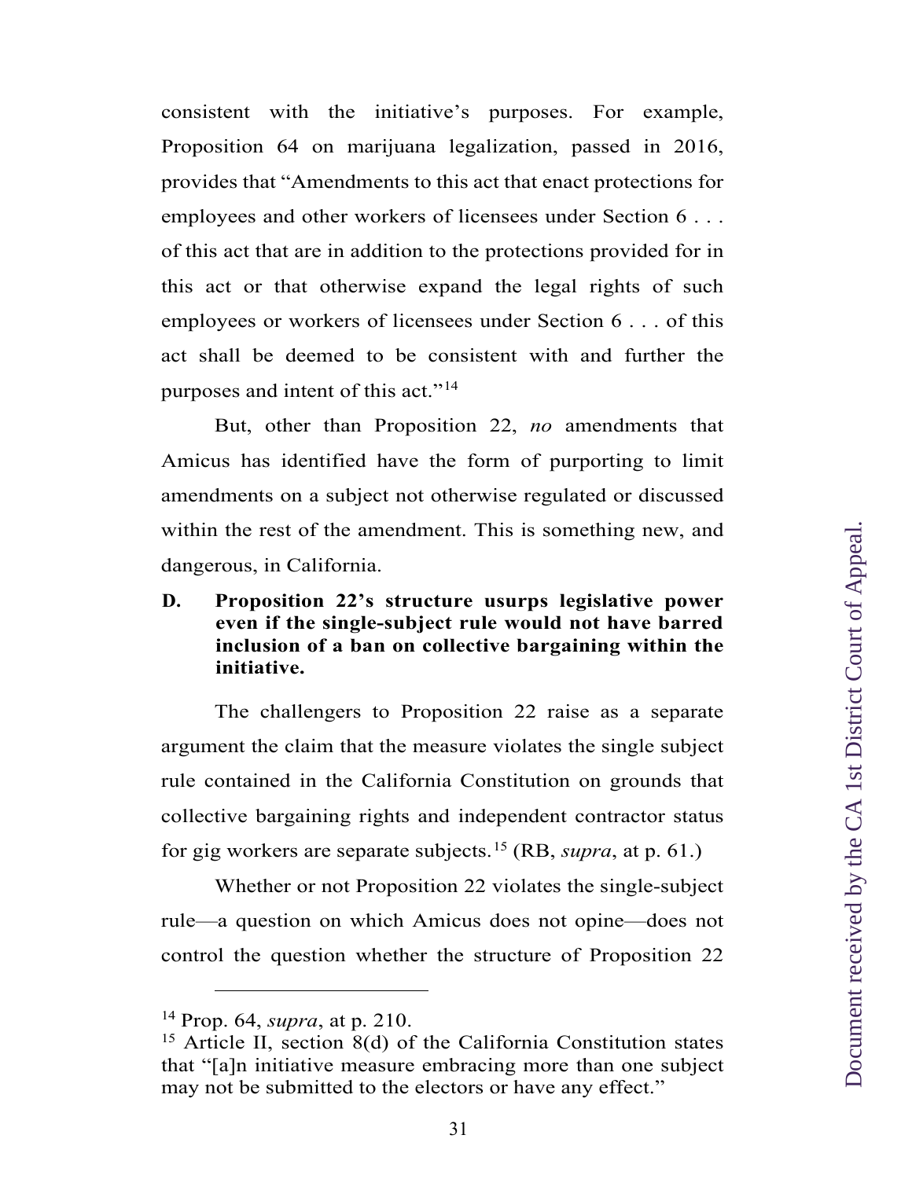consistent with the initiative's purposes. For example, Proposition 64 on marijuana legalization, passed in 2016, provides that "Amendments to this act that enact protections for employees and other workers of licensees under Section 6 . . . of this act that are in addition to the protections provided for in this act or that otherwise expand the legal rights of such employees or workers of licensees under Section 6 . . . of this act shall be deemed to be consistent with and further the purposes and intent of this act."[14]

But, other than Proposition 22, *no* amendments that Amicus has identified have the form of purporting to limit amendments on a subject not otherwise regulated or discussed within the rest of the amendment. This is something new, and dangerous, in California.

### D. Proposition 22's structure usurps legislative power even if the single-subject rule would not have barred inclusion of a ban on collective bargaining within the initiative.

The challengers to Proposition 22 raise as a separate argument the claim that the measure violates the single subject rule contained in the California Constitution on grounds that collective bargaining rights and independent contractor status for gig workers are separate subjects.[15] (RB, *supra*, at p. 61.)

Whether or not Proposition 22 violates the single-subject rule—a question on which Amicus does not opine—does not control the question whether the structure of Proposition 22

---

[14] Prop. 64, *supra*, at p. 210.

[15] Article II, section 8(d) of the California Constitution states that "[a]n initiative measure embracing more than one subject may not be submitted to the electors or have any effect."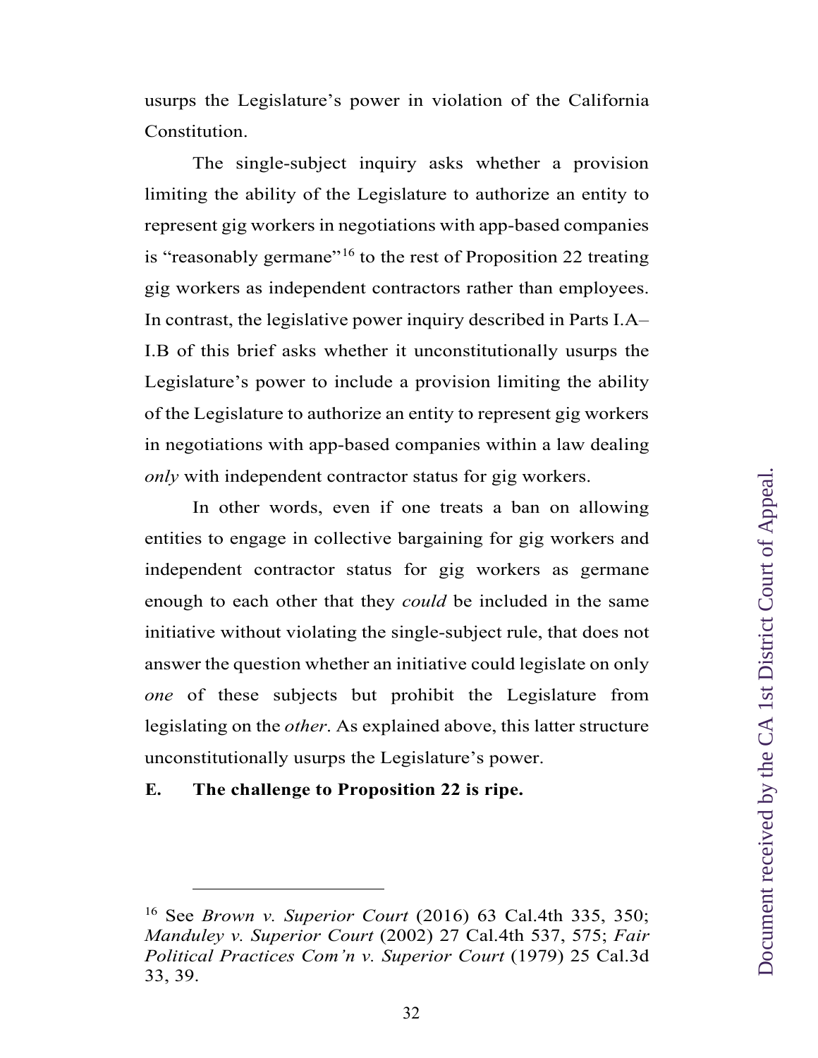usurps the Legislature's power in violation of the California Constitution.

The single-subject inquiry asks whether a provision limiting the ability of the Legislature to authorize an entity to represent gig workers in negotiations with app-based companies is "reasonably germane"[16] to the rest of Proposition 22 treating gig workers as independent contractors rather than employees. In contrast, the legislative power inquiry described in Parts I.A–I.B of this brief asks whether it unconstitutionally usurps the Legislature's power to include a provision limiting the ability of the Legislature to authorize an entity to represent gig workers in negotiations with app-based companies within a law dealing *only* with independent contractor status for gig workers.

In other words, even if one treats a ban on allowing entities to engage in collective bargaining for gig workers and independent contractor status for gig workers as germane enough to each other that they *could* be included in the same initiative without violating the single-subject rule, that does not answer the question whether an initiative could legislate on only *one* of these subjects but prohibit the Legislature from legislating on the *other*. As explained above, this latter structure unconstitutionally usurps the Legislature's power.

### E. The challenge to Proposition 22 is ripe.

---

[16] See *Brown v. Superior Court* (2016) 63 Cal.4th 335, 350; *Manduley v. Superior Court* (2002) 27 Cal.4th 537, 575; *Fair Political Practices Com'n v. Superior Court* (1979) 25 Cal.3d 33, 39.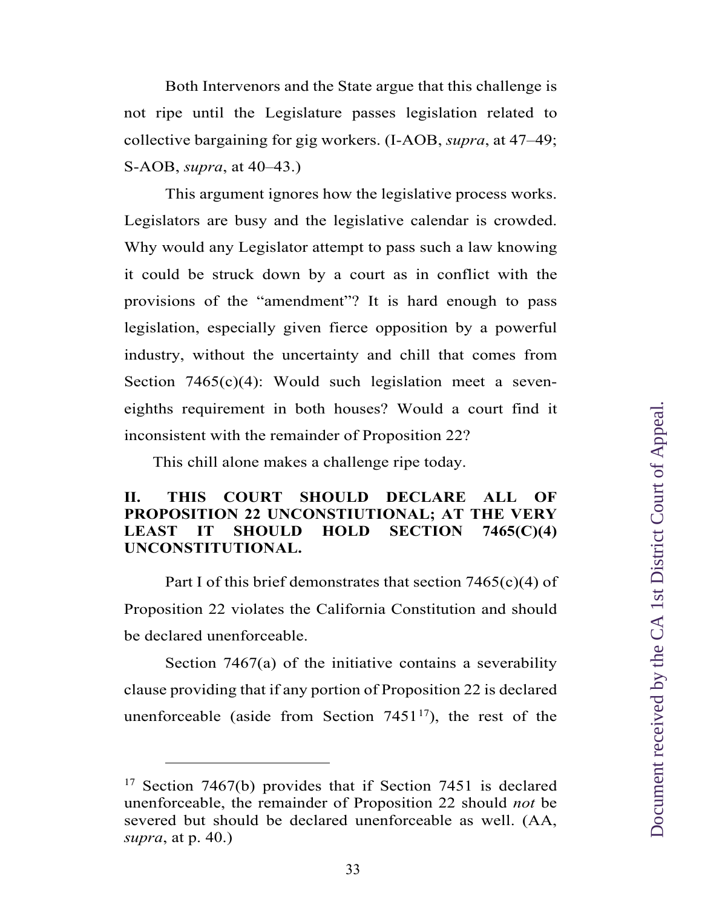Both Intervenors and the State argue that this challenge is not ripe until the Legislature passes legislation related to collective bargaining for gig workers. (I-AOB, *supra*, at 47–49; S-AOB, *supra*, at 40–43.)

This argument ignores how the legislative process works. Legislators are busy and the legislative calendar is crowded. Why would any Legislator attempt to pass such a law knowing it could be struck down by a court as in conflict with the provisions of the "amendment"? It is hard enough to pass legislation, especially given fierce opposition by a powerful industry, without the uncertainty and chill that comes from Section 7465(c)(4): Would such legislation meet a seven-eighths requirement in both houses? Would a court find it inconsistent with the remainder of Proposition 22?

This chill alone makes a challenge ripe today.

## II. THIS COURT SHOULD DECLARE ALL OF PROPOSITION 22 UNCONSTIUTIONAL; AT THE VERY LEAST IT SHOULD HOLD SECTION 7465(C)(4) UNCONSTITUTIONAL.

Part I of this brief demonstrates that section 7465(c)(4) of Proposition 22 violates the California Constitution and should be declared unenforceable.

Section 7467(a) of the initiative contains a severability clause providing that if any portion of Proposition 22 is declared unenforceable (aside from Section 7451[17]), the rest of the

---

[17] Section 7467(b) provides that if Section 7451 is declared unenforceable, the remainder of Proposition 22 should *not* be severed but should be declared unenforceable as well. (AA, *supra*, at p. 40.)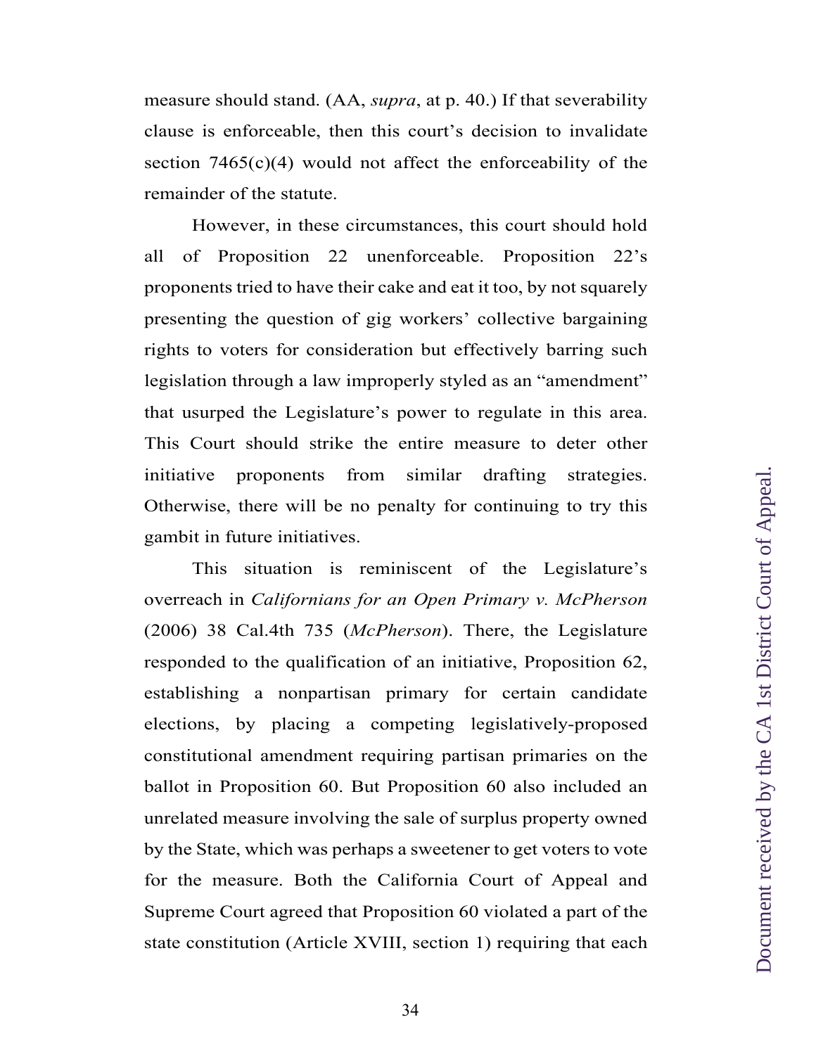measure should stand. (AA, *supra*, at p. 40.) If that severability clause is enforceable, then this court's decision to invalidate section 7465(c)(4) would not affect the enforceability of the remainder of the statute.

However, in these circumstances, this court should hold all of Proposition 22 unenforceable. Proposition 22's proponents tried to have their cake and eat it too, by not squarely presenting the question of gig workers' collective bargaining rights to voters for consideration but effectively barring such legislation through a law improperly styled as an "amendment" that usurped the Legislature's power to regulate in this area. This Court should strike the entire measure to deter other initiative proponents from similar drafting strategies. Otherwise, there will be no penalty for continuing to try this gambit in future initiatives.

This situation is reminiscent of the Legislature's overreach in *Californians for an Open Primary v. McPherson* (2006) 38 Cal.4th 735 (*McPherson*). There, the Legislature responded to the qualification of an initiative, Proposition 62, establishing a nonpartisan primary for certain candidate elections, by placing a competing legislatively-proposed constitutional amendment requiring partisan primaries on the ballot in Proposition 60. But Proposition 60 also included an unrelated measure involving the sale of surplus property owned by the State, which was perhaps a sweetener to get voters to vote for the measure. Both the California Court of Appeal and Supreme Court agreed that Proposition 60 violated a part of the state constitution (Article XVIII, section 1) requiring that each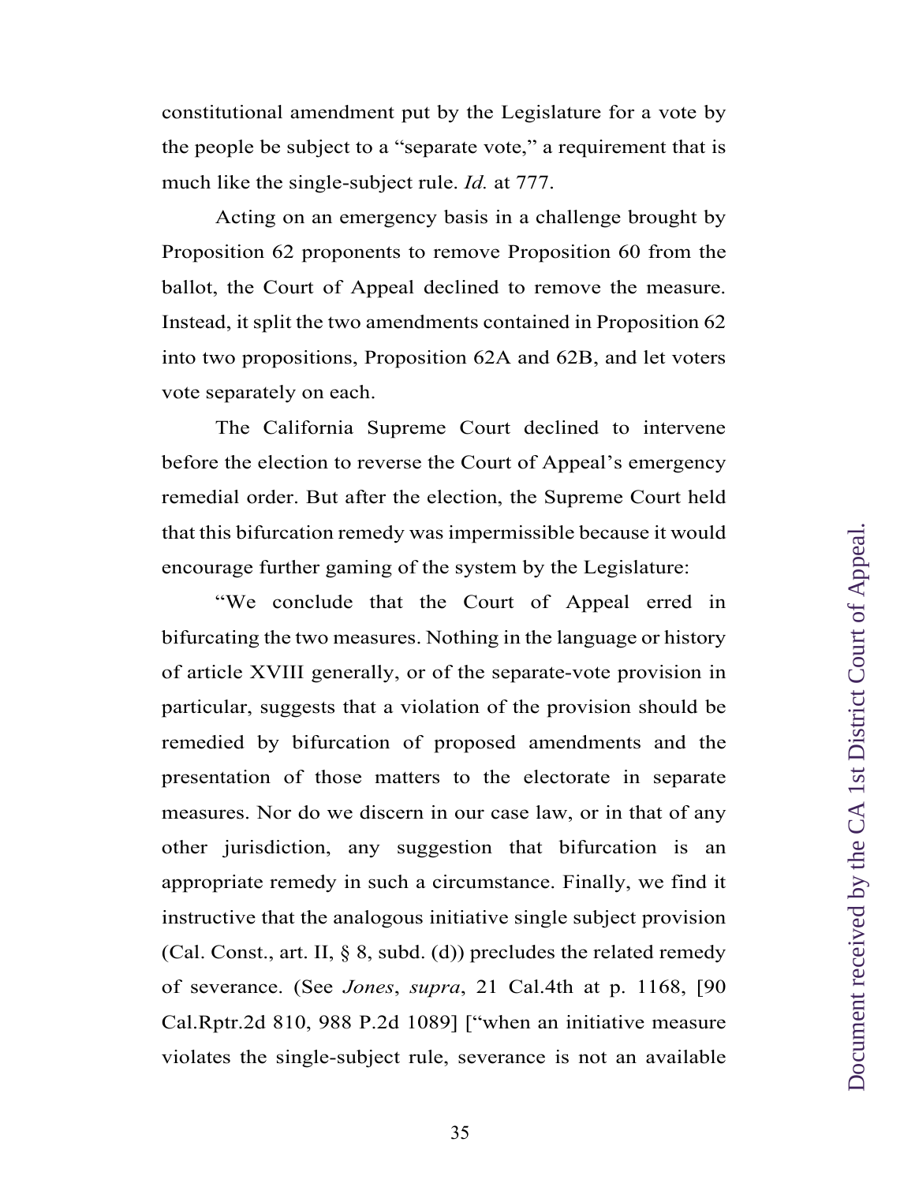constitutional amendment put by the Legislature for a vote by the people be subject to a "separate vote," a requirement that is much like the single-subject rule. *Id.* at 777.

Acting on an emergency basis in a challenge brought by Proposition 62 proponents to remove Proposition 60 from the ballot, the Court of Appeal declined to remove the measure. Instead, it split the two amendments contained in Proposition 62 into two propositions, Proposition 62A and 62B, and let voters vote separately on each.

The California Supreme Court declined to intervene before the election to reverse the Court of Appeal's emergency remedial order. But after the election, the Supreme Court held that this bifurcation remedy was impermissible because it would encourage further gaming of the system by the Legislature:

"We conclude that the Court of Appeal erred in bifurcating the two measures. Nothing in the language or history of article XVIII generally, or of the separate-vote provision in particular, suggests that a violation of the provision should be remedied by bifurcation of proposed amendments and the presentation of those matters to the electorate in separate measures. Nor do we discern in our case law, or in that of any other jurisdiction, any suggestion that bifurcation is an appropriate remedy in such a circumstance. Finally, we find it instructive that the analogous initiative single subject provision (Cal. Const., art. II, § 8, subd. (d)) precludes the related remedy of severance. (See *Jones*, *supra*, 21 Cal.4th at p. 1168, [90 Cal.Rptr.2d 810, 988 P.2d 1089] ["when an initiative measure violates the single-subject rule, severance is not an available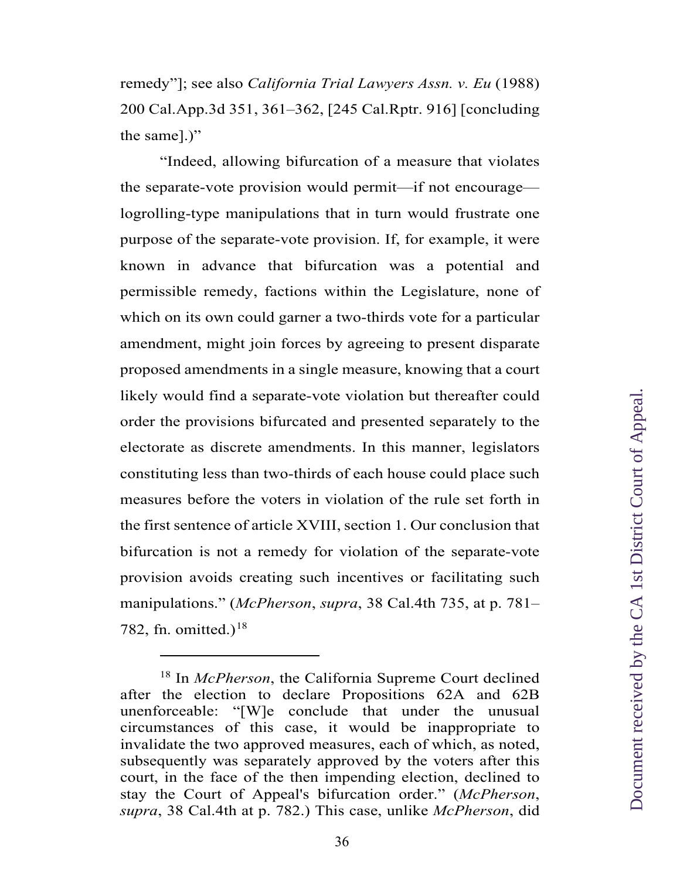remedy"]; see also *California Trial Lawyers Assn. v. Eu* (1988) 200 Cal.App.3d 351, 361–362, [245 Cal.Rptr. 916] [concluding the same].)"

"Indeed, allowing bifurcation of a measure that violates the separate-vote provision would permit—if not encourage—logrolling-type manipulations that in turn would frustrate one purpose of the separate-vote provision. If, for example, it were known in advance that bifurcation was a potential and permissible remedy, factions within the Legislature, none of which on its own could garner a two-thirds vote for a particular amendment, might join forces by agreeing to present disparate proposed amendments in a single measure, knowing that a court likely would find a separate-vote violation but thereafter could order the provisions bifurcated and presented separately to the electorate as discrete amendments. In this manner, legislators constituting less than two-thirds of each house could place such measures before the voters in violation of the rule set forth in the first sentence of article XVIII, section 1. Our conclusion that bifurcation is not a remedy for violation of the separate-vote provision avoids creating such incentives or facilitating such manipulations." (*McPherson*, *supra*, 38 Cal.4th 735, at p. 781–782, fn. omitted.)[18]

---

[18] In *McPherson*, the California Supreme Court declined after the election to declare Propositions 62A and 62B unenforceable: "[W]e conclude that under the unusual circumstances of this case, it would be inappropriate to invalidate the two approved measures, each of which, as noted, subsequently was separately approved by the voters after this court, in the face of the then impending election, declined to stay the Court of Appeal's bifurcation order." (*McPherson*, *supra*, 38 Cal.4th at p. 782.) This case, unlike *McPherson*, did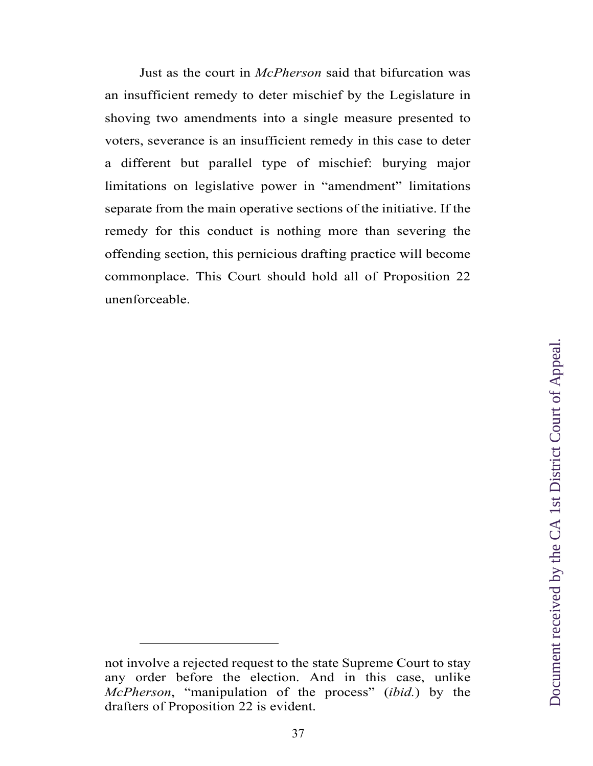Just as the court in *McPherson* said that bifurcation was an insufficient remedy to deter mischief by the Legislature in shoving two amendments into a single measure presented to voters, severance is an insufficient remedy in this case to deter a different but parallel type of mischief: burying major limitations on legislative power in "amendment" limitations separate from the main operative sections of the initiative. If the remedy for this conduct is nothing more than severing the offending section, this pernicious drafting practice will become commonplace. This Court should hold all of Proposition 22 unenforceable.

---

not involve a rejected request to the state Supreme Court to stay any order before the election. And in this case, unlike *McPherson*, "manipulation of the process" (*ibid.*) by the drafters of Proposition 22 is evident.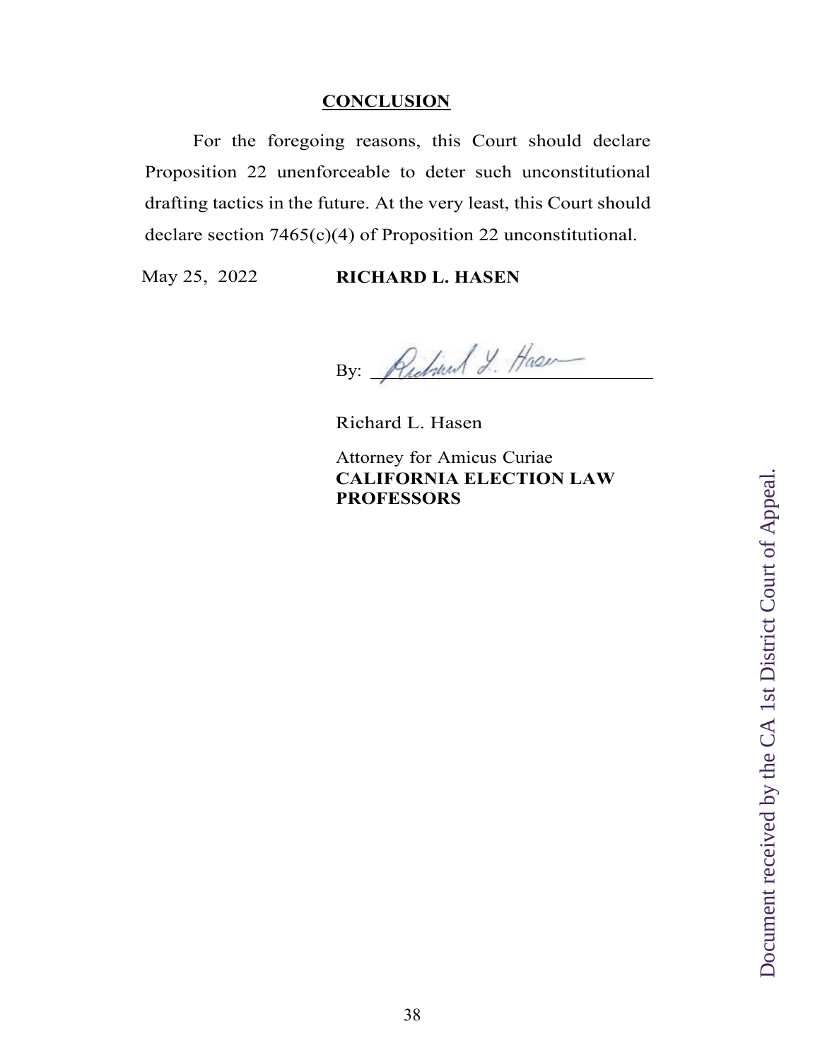## CONCLUSION

For the foregoing reasons, this Court should declare Proposition 22 unenforceable to deter such unconstitutional drafting tactics in the future. At the very least, this Court should declare section 7465(c)(4) of Proposition 22 unconstitutional.

May 25, 2022 **RICHARD L. HASEN**

By: ______________________________

Richard L. Hasen

Attorney for Amicus Curiae
**CALIFORNIA ELECTION LAW PROFESSORS**

Document received by the CA 1st District Court of Appeal.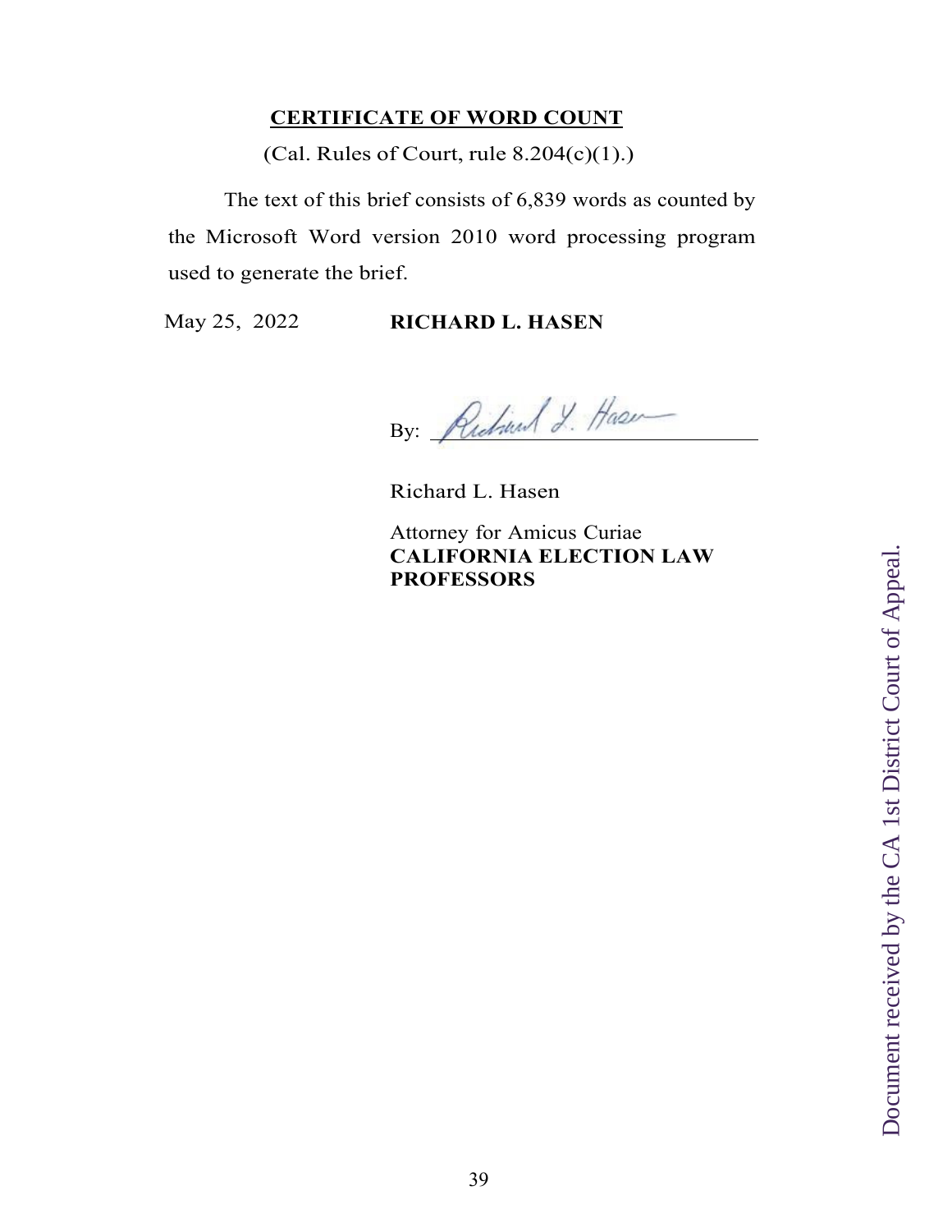**CERTIFICATE OF WORD COUNT**

(Cal. Rules of Court, rule 8.204(c)(1).)

The text of this brief consists of 6,839 words as counted by the Microsoft Word version 2010 word processing program used to generate the brief.

May 25, 2022 **RICHARD L. HASEN**

By: ______________________________

Richard L. Hasen

Attorney for Amicus Curiae
**CALIFORNIA ELECTION LAW PROFESSORS**

Document received by the CA 1st District Court of Appeal.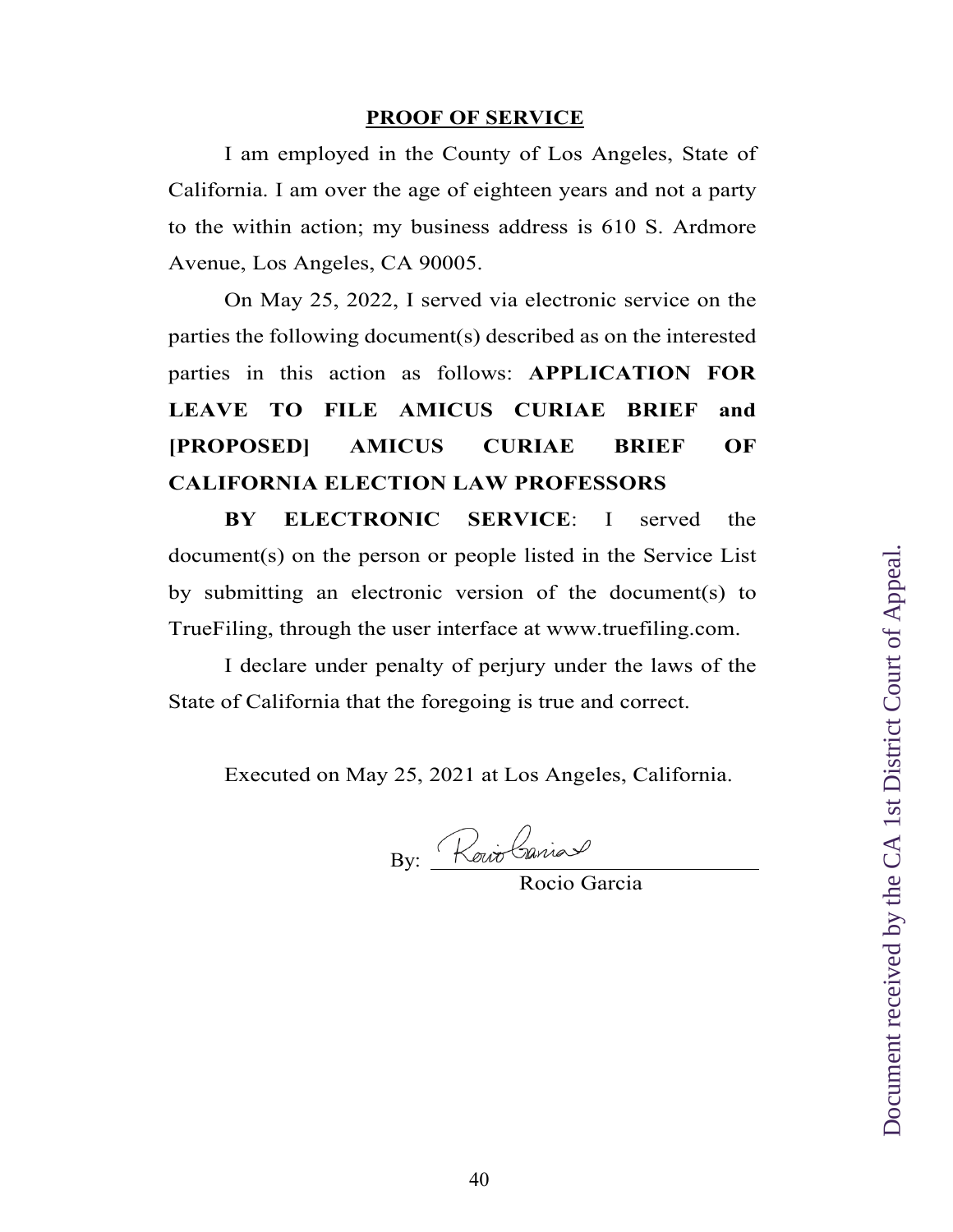## PROOF OF SERVICE

I am employed in the County of Los Angeles, State of California. I am over the age of eighteen years and not a party to the within action; my business address is 610 S. Ardmore Avenue, Los Angeles, CA 90005.

On May 25, 2022, I served via electronic service on the parties the following document(s) described as on the interested parties in this action as follows: **APPLICATION FOR LEAVE TO FILE AMICUS CURIAE BRIEF and [PROPOSED] AMICUS CURIAE BRIEF OF CALIFORNIA ELECTION LAW PROFESSORS**

**BY ELECTRONIC SERVICE**: I served the document(s) on the person or people listed in the Service List by submitting an electronic version of the document(s) to TrueFiling, through the user interface at www.truefiling.com.

I declare under penalty of perjury under the laws of the State of California that the foregoing is true and correct.

Executed on May 25, 2021 at Los Angeles, California.

By: Rocio Garcia
Rocio Garcia

Document received by the CA 1st District Court of Appeal.